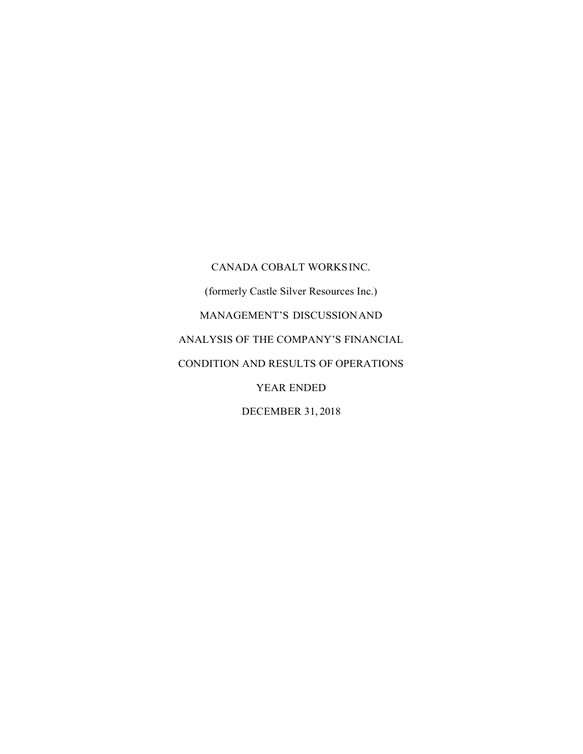CANADA COBALT WORKS INC.

(formerly Castle Silver Resources Inc.)

MANAGEMENT'S DISCUSSION AND

ANALYSIS OF THE COMPANY'S FINANCIAL

CONDITION AND RESULTS OF OPERATIONS

YEAR ENDED

DECEMBER 31, 2018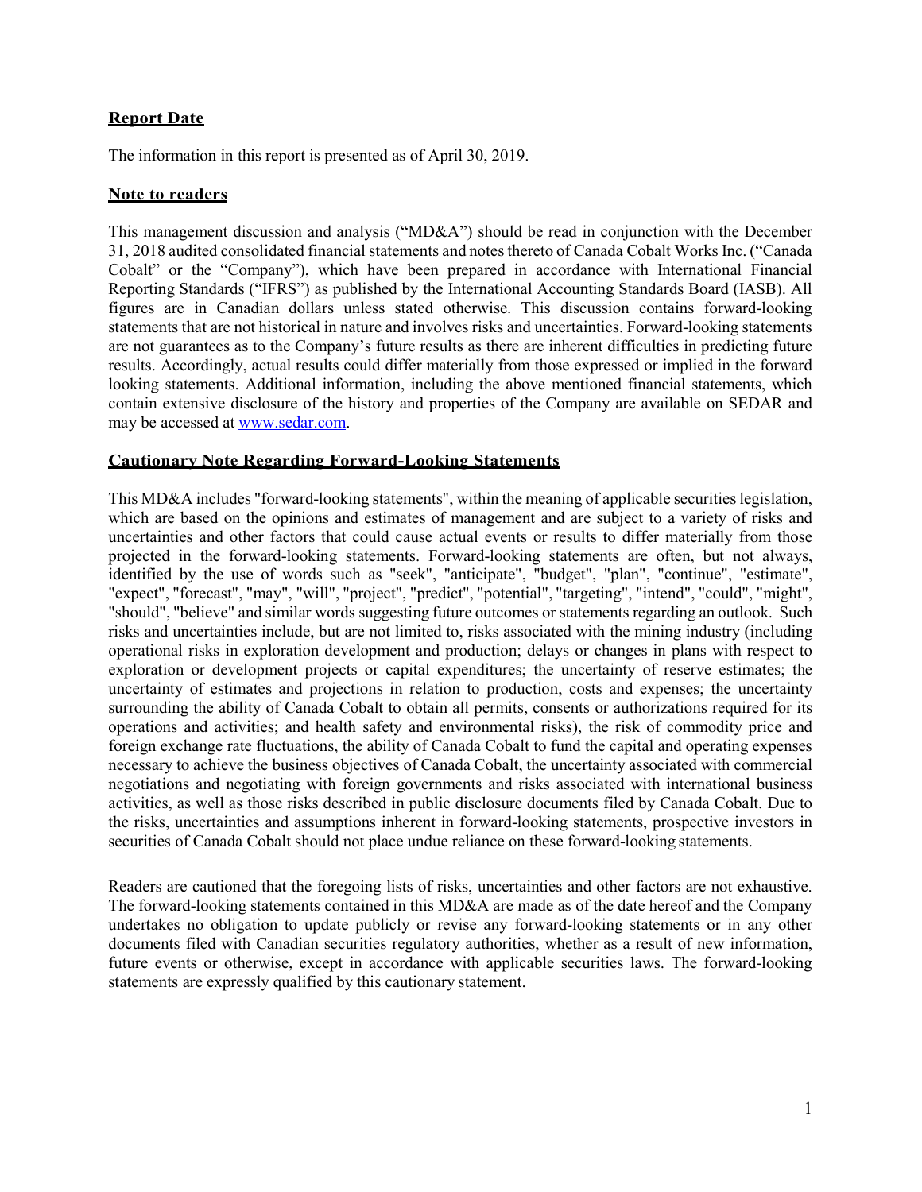## Report Date

The information in this report is presented as of April 30, 2019.

## Note to readers

This management discussion and analysis ("MD&A") should be read in conjunction with the December 31, 2018 audited consolidated financial statements and notes thereto of Canada Cobalt Works Inc. ("Canada Cobalt" or the "Company"), which have been prepared in accordance with International Financial Reporting Standards ("IFRS") as published by the International Accounting Standards Board (IASB). All figures are in Canadian dollars unless stated otherwise. This discussion contains forward-looking statements that are not historical in nature and involves risks and uncertainties. Forward-looking statements are not guarantees as to the Company's future results as there are inherent difficulties in predicting future results. Accordingly, actual results could differ materially from those expressed or implied in the forward looking statements. Additional information, including the above mentioned financial statements, which contain extensive disclosure of the history and properties of the Company are available on SEDAR and may be accessed at [www.sedar.com](http://www.sedar.com).

## Cautionary Note Regarding Forward-Looking Statements

This MD&A includes "forward-looking statements", within the meaning of applicable securities legislation, which are based on the opinions and estimates of management and are subject to a variety of risks and uncertainties and other factors that could cause actual events or results to differ materially from those projected in the forward-looking statements. Forward-looking statements are often, but not always, identified by the use of words such as "seek", "anticipate", "budget", "plan", "continue", "estimate", "expect", "forecast", "may", "will", "project", "predict", "potential", "targeting", "intend", "could", "might", "should", "believe" and similar words suggesting future outcomes or statements regarding an outlook. Such risks and uncertainties include, but are not limited to, risks associated with the mining industry (including operational risks in exploration development and production; delays or changes in plans with respect to exploration or development projects or capital expenditures; the uncertainty of reserve estimates; the uncertainty of estimates and projections in relation to production, costs and expenses; the uncertainty surrounding the ability of Canada Cobalt to obtain all permits, consents or authorizations required for its operations and activities; and health safety and environmental risks), the risk of commodity price and foreign exchange rate fluctuations, the ability of Canada Cobalt to fund the capital and operating expenses necessary to achieve the business objectives of Canada Cobalt, the uncertainty associated with commercial negotiations and negotiating with foreign governments and risks associated with international business activities, as well as those risks described in public disclosure documents filed by Canada Cobalt. Due to the risks, uncertainties and assumptions inherent in forward-looking statements, prospective investors in securities of Canada Cobalt should not place undue reliance on these forward-looking statements.

Readers are cautioned that the foregoing lists of risks, uncertainties and other factors are not exhaustive. The forward-looking statements contained in this MD&A are made as of the date hereof and the Company undertakes no obligation to update publicly or revise any forward-looking statements or in any other documents filed with Canadian securities regulatory authorities, whether as a result of new information, future events or otherwise, except in accordance with applicable securities laws. The forward-looking statements are expressly qualified by this cautionary statement.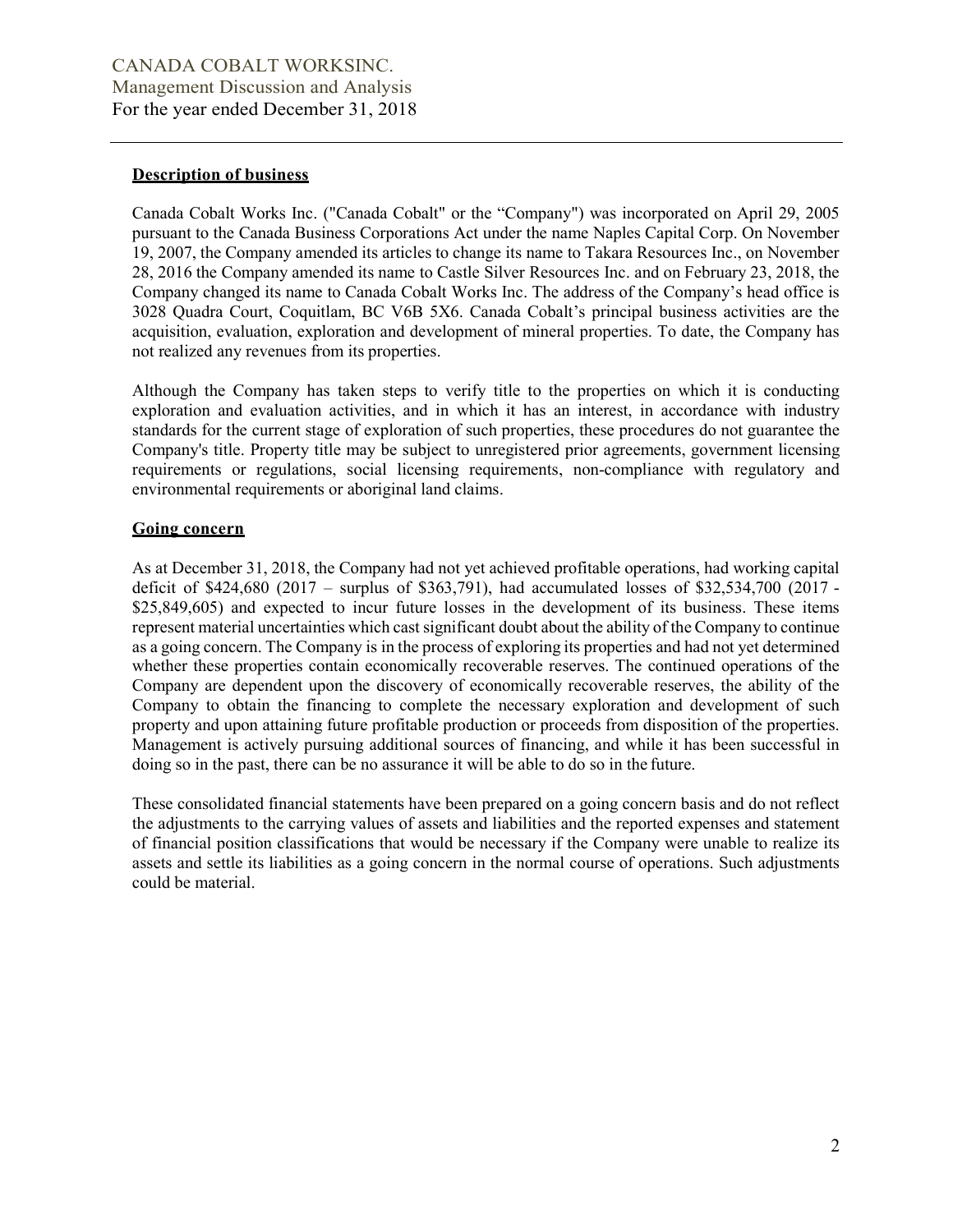## Description of business

Canada Cobalt Works Inc. ("Canada Cobalt" or the "Company") was incorporated on April 29, 2005 pursuant to the Canada Business Corporations Act under the name Naples Capital Corp. On November 19, 2007, the Company amended its articles to change its name to Takara Resources Inc., on November 28, 2016 the Company amended its name to Castle Silver Resources Inc. and on February 23, 2018, the Company changed its name to Canada Cobalt Works Inc. The address of the Company's head office is 3028 Quadra Court, Coquitlam, BC V6B 5X6. Canada Cobalt's principal business activities are the acquisition, evaluation, exploration and development of mineral properties. To date, the Company has not realized any revenues from its properties.

Although the Company has taken steps to verify title to the properties on which it is conducting exploration and evaluation activities, and in which it has an interest, in accordance with industry standards for the current stage of exploration of such properties, these procedures do not guarantee the Company's title. Property title may be subject to unregistered prior agreements, government licensing requirements or regulations, social licensing requirements, non-compliance with regulatory and environmental requirements or aboriginal land claims.

## Going concern

As at December 31, 2018, the Company had not yet achieved profitable operations, had working capital deficit of $424,680 (2017 – surplus of $363,791), had accumulated losses of $32,534,700 (2017 - $25,849,605) and expected to incur future losses in the development of its business. These items represent material uncertainties which cast significant doubt about the ability of the Company to continue as a going concern. The Company is in the process of exploring its properties and had not yet determined whether these properties contain economically recoverable reserves. The continued operations of the Company are dependent upon the discovery of economically recoverable reserves, the ability of the Company to obtain the financing to complete the necessary exploration and development of such property and upon attaining future profitable production or proceeds from disposition of the properties. Management is actively pursuing additional sources of financing, and while it has been successful in doing so in the past, there can be no assurance it will be able to do so in the future.

These consolidated financial statements have been prepared on a going concern basis and do not reflect the adjustments to the carrying values of assets and liabilities and the reported expenses and statement of financial position classifications that would be necessary if the Company were unable to realize its assets and settle its liabilities as a going concern in the normal course of operations. Such adjustments could be material.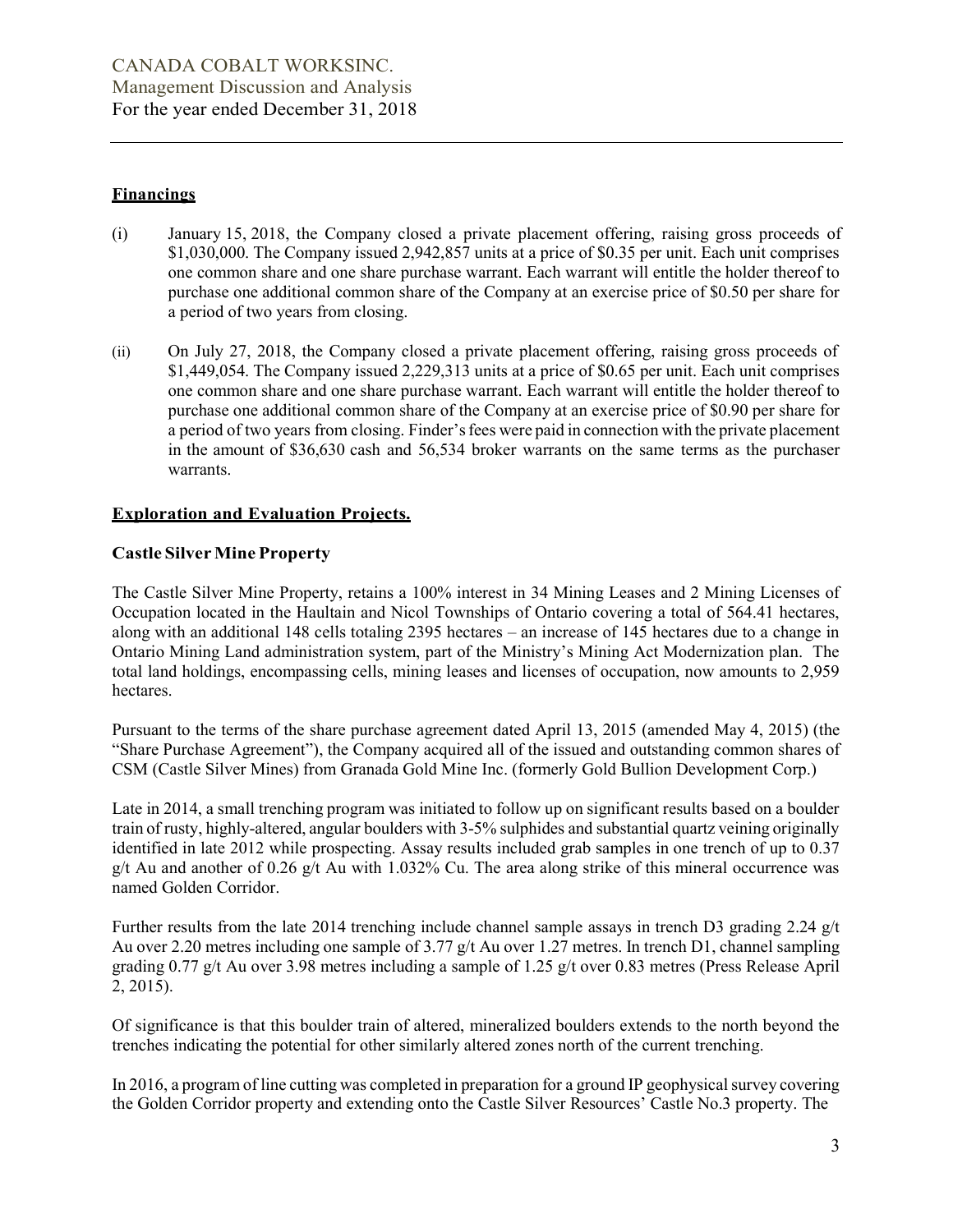## Financings

(i) January 15, 2018, the Company closed a private placement offering, raising gross proceeds of $1,030,000. The Company issued 2,942,857 units at a price of $0.35 per unit. Each unit comprises one common share and one share purchase warrant. Each warrant will entitle the holder thereof to purchase one additional common share of the Company at an exercise price of $0.50 per share for a period of two years from closing.

(ii) On July 27, 2018, the Company closed a private placement offering, raising gross proceeds of $1,449,054. The Company issued 2,229,313 units at a price of $0.65 per unit. Each unit comprises one common share and one share purchase warrant. Each warrant will entitle the holder thereof to purchase one additional common share of the Company at an exercise price of $0.90 per share for a period of two years from closing. Finder's fees were paid in connection with the private placement in the amount of $36,630 cash and 56,534 broker warrants on the same terms as the purchaser warrants.

## Exploration and Evaluation Projects.

### Castle Silver Mine Property

The Castle Silver Mine Property, retains a 100% interest in 34 Mining Leases and 2 Mining Licenses of Occupation located in the Haultain and Nicol Townships of Ontario covering a total of 564.41 hectares, along with an additional 148 cells totaling 2395 hectares – an increase of 145 hectares due to a change in Ontario Mining Land administration system, part of the Ministry's Mining Act Modernization plan. The total land holdings, encompassing cells, mining leases and licenses of occupation, now amounts to 2,959 hectares.

Pursuant to the terms of the share purchase agreement dated April 13, 2015 (amended May 4, 2015) (the "Share Purchase Agreement"), the Company acquired all of the issued and outstanding common shares of CSM (Castle Silver Mines) from Granada Gold Mine Inc. (formerly Gold Bullion Development Corp.)

Late in 2014, a small trenching program was initiated to follow up on significant results based on a boulder train of rusty, highly-altered, angular boulders with 3-5% sulphides and substantial quartz veining originally identified in late 2012 while prospecting. Assay results included grab samples in one trench of up to 0.37 g/t Au and another of 0.26 g/t Au with 1.032% Cu. The area along strike of this mineral occurrence was named Golden Corridor.

Further results from the late 2014 trenching include channel sample assays in trench D3 grading 2.24 g/t Au over 2.20 metres including one sample of 3.77 g/t Au over 1.27 metres. In trench D1, channel sampling grading 0.77 g/t Au over 3.98 metres including a sample of 1.25 g/t over 0.83 metres (Press Release April 2, 2015).

Of significance is that this boulder train of altered, mineralized boulders extends to the north beyond the trenches indicating the potential for other similarly altered zones north of the current trenching.

In 2016, a program of line cutting was completed in preparation for a ground IP geophysical survey covering the Golden Corridor property and extending onto the Castle Silver Resources' Castle No.3 property. The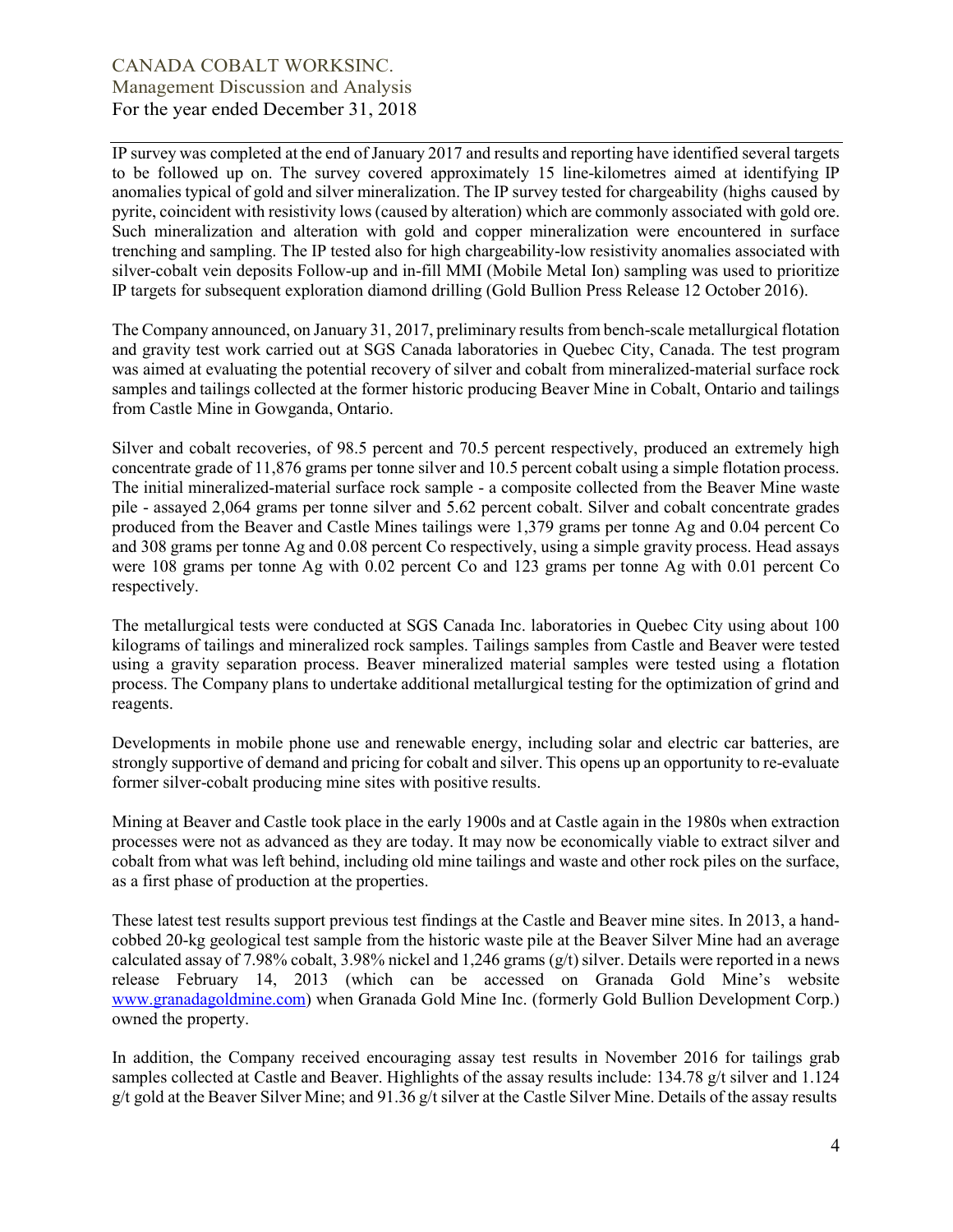IP survey was completed at the end of January 2017 and results and reporting have identified several targets to be followed up on. The survey covered approximately 15 line-kilometres aimed at identifying IP anomalies typical of gold and silver mineralization. The IP survey tested for chargeability (highs caused by pyrite, coincident with resistivity lows (caused by alteration) which are commonly associated with gold ore. Such mineralization and alteration with gold and copper mineralization were encountered in surface trenching and sampling. The IP tested also for high chargeability-low resistivity anomalies associated with silver-cobalt vein deposits Follow-up and in-fill MMI (Mobile Metal Ion) sampling was used to prioritize IP targets for subsequent exploration diamond drilling (Gold Bullion Press Release 12 October 2016).

The Company announced, on January 31, 2017, preliminary results from bench-scale metallurgical flotation and gravity test work carried out at SGS Canada laboratories in Quebec City, Canada. The test program was aimed at evaluating the potential recovery of silver and cobalt from mineralized-material surface rock samples and tailings collected at the former historic producing Beaver Mine in Cobalt, Ontario and tailings from Castle Mine in Gowganda, Ontario.

Silver and cobalt recoveries, of 98.5 percent and 70.5 percent respectively, produced an extremely high concentrate grade of 11,876 grams per tonne silver and 10.5 percent cobalt using a simple flotation process. The initial mineralized-material surface rock sample - a composite collected from the Beaver Mine waste pile - assayed 2,064 grams per tonne silver and 5.62 percent cobalt. Silver and cobalt concentrate grades produced from the Beaver and Castle Mines tailings were 1,379 grams per tonne Ag and 0.04 percent Co and 308 grams per tonne Ag and 0.08 percent Co respectively, using a simple gravity process. Head assays were 108 grams per tonne Ag with 0.02 percent Co and 123 grams per tonne Ag with 0.01 percent Co respectively.

The metallurgical tests were conducted at SGS Canada Inc. laboratories in Quebec City using about 100 kilograms of tailings and mineralized rock samples. Tailings samples from Castle and Beaver were tested using a gravity separation process. Beaver mineralized material samples were tested using a flotation process. The Company plans to undertake additional metallurgical testing for the optimization of grind and reagents.

Developments in mobile phone use and renewable energy, including solar and electric car batteries, are strongly supportive of demand and pricing for cobalt and silver. This opens up an opportunity to re-evaluate former silver-cobalt producing mine sites with positive results.

Mining at Beaver and Castle took place in the early 1900s and at Castle again in the 1980s when extraction processes were not as advanced as they are today. It may now be economically viable to extract silver and cobalt from what was left behind, including old mine tailings and waste and other rock piles on the surface, as a first phase of production at the properties.

These latest test results support previous test findings at the Castle and Beaver mine sites. In 2013, a hand-cobbed 20-kg geological test sample from the historic waste pile at the Beaver Silver Mine had an average calculated assay of 7.98% cobalt, 3.98% nickel and 1,246 grams (g/t) silver. Details were reported in a news release February 14, 2013 (which can be accessed on Granada Gold Mine's website www.granadagoldmine.com) when Granada Gold Mine Inc. (formerly Gold Bullion Development Corp.) owned the property.

In addition, the Company received encouraging assay test results in November 2016 for tailings grab samples collected at Castle and Beaver. Highlights of the assay results include: 134.78 g/t silver and 1.124 g/t gold at the Beaver Silver Mine; and 91.36 g/t silver at the Castle Silver Mine. Details of the assay results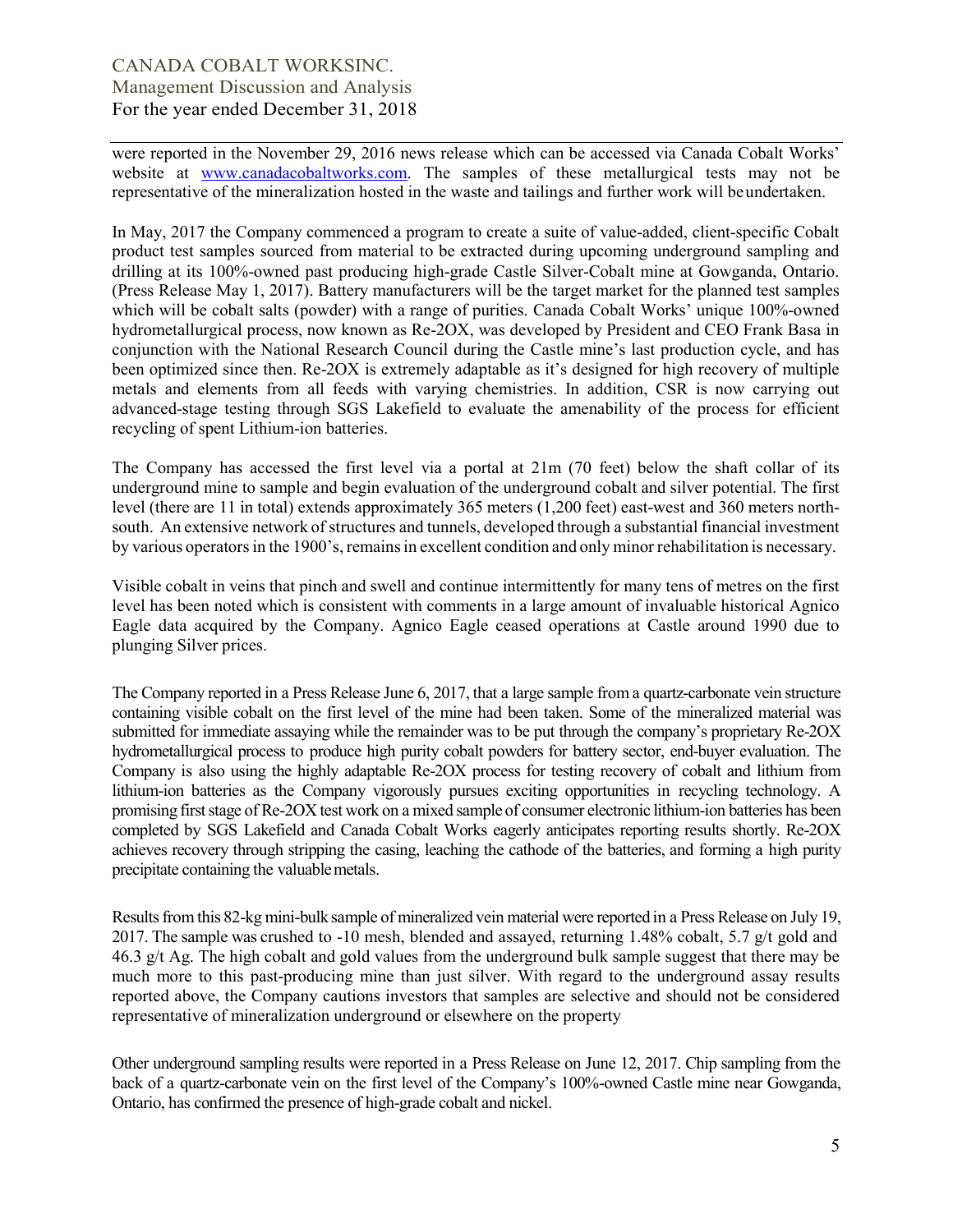were reported in the November 29, 2016 news release which can be accessed via Canada Cobalt Works' website at [www.canadacobaltworks.com](www.canadacobaltworks.com). The samples of these metallurgical tests may not be representative of the mineralization hosted in the waste and tailings and further work will be undertaken.

In May, 2017 the Company commenced a program to create a suite of value-added, client-specific Cobalt product test samples sourced from material to be extracted during upcoming underground sampling and drilling at its 100%-owned past producing high-grade Castle Silver-Cobalt mine at Gowganda, Ontario. (Press Release May 1, 2017). Battery manufacturers will be the target market for the planned test samples which will be cobalt salts (powder) with a range of purities. Canada Cobalt Works' unique 100%-owned hydrometallurgical process, now known as Re-2OX, was developed by President and CEO Frank Basa in conjunction with the National Research Council during the Castle mine's last production cycle, and has been optimized since then. Re-2OX is extremely adaptable as it's designed for high recovery of multiple metals and elements from all feeds with varying chemistries. In addition, CSR is now carrying out advanced-stage testing through SGS Lakefield to evaluate the amenability of the process for efficient recycling of spent Lithium-ion batteries.

The Company has accessed the first level via a portal at 21m (70 feet) below the shaft collar of its underground mine to sample and begin evaluation of the underground cobalt and silver potential. The first level (there are 11 in total) extends approximately 365 meters (1,200 feet) east-west and 360 meters north-south. An extensive network of structures and tunnels, developed through a substantial financial investment by various operators in the 1900's, remains in excellent condition and only minor rehabilitation is necessary.

Visible cobalt in veins that pinch and swell and continue intermittently for many tens of metres on the first level has been noted which is consistent with comments in a large amount of invaluable historical Agnico Eagle data acquired by the Company. Agnico Eagle ceased operations at Castle around 1990 due to plunging Silver prices.

The Company reported in a Press Release June 6, 2017, that a large sample from a quartz-carbonate vein structure containing visible cobalt on the first level of the mine had been taken. Some of the mineralized material was submitted for immediate assaying while the remainder was to be put through the company's proprietary Re-2OX hydrometallurgical process to produce high purity cobalt powders for battery sector, end-buyer evaluation. The Company is also using the highly adaptable Re-2OX process for testing recovery of cobalt and lithium from lithium-ion batteries as the Company vigorously pursues exciting opportunities in recycling technology. A promising first stage of Re-2OX test work on a mixed sample of consumer electronic lithium-ion batteries has been completed by SGS Lakefield and Canada Cobalt Works eagerly anticipates reporting results shortly. Re-2OX achieves recovery through stripping the casing, leaching the cathode of the batteries, and forming a high purity precipitate containing the valuable metals.

Results from this 82-kg mini-bulk sample of mineralized vein material were reported in a Press Release on July 19, 2017. The sample was crushed to -10 mesh, blended and assayed, returning 1.48% cobalt, 5.7 g/t gold and 46.3 g/t Ag. The high cobalt and gold values from the underground bulk sample suggest that there may be much more to this past-producing mine than just silver. With regard to the underground assay results reported above, the Company cautions investors that samples are selective and should not be considered representative of mineralization underground or elsewhere on the property

Other underground sampling results were reported in a Press Release on June 12, 2017. Chip sampling from the back of a quartz-carbonate vein on the first level of the Company's 100%-owned Castle mine near Gowganda, Ontario, has confirmed the presence of high-grade cobalt and nickel.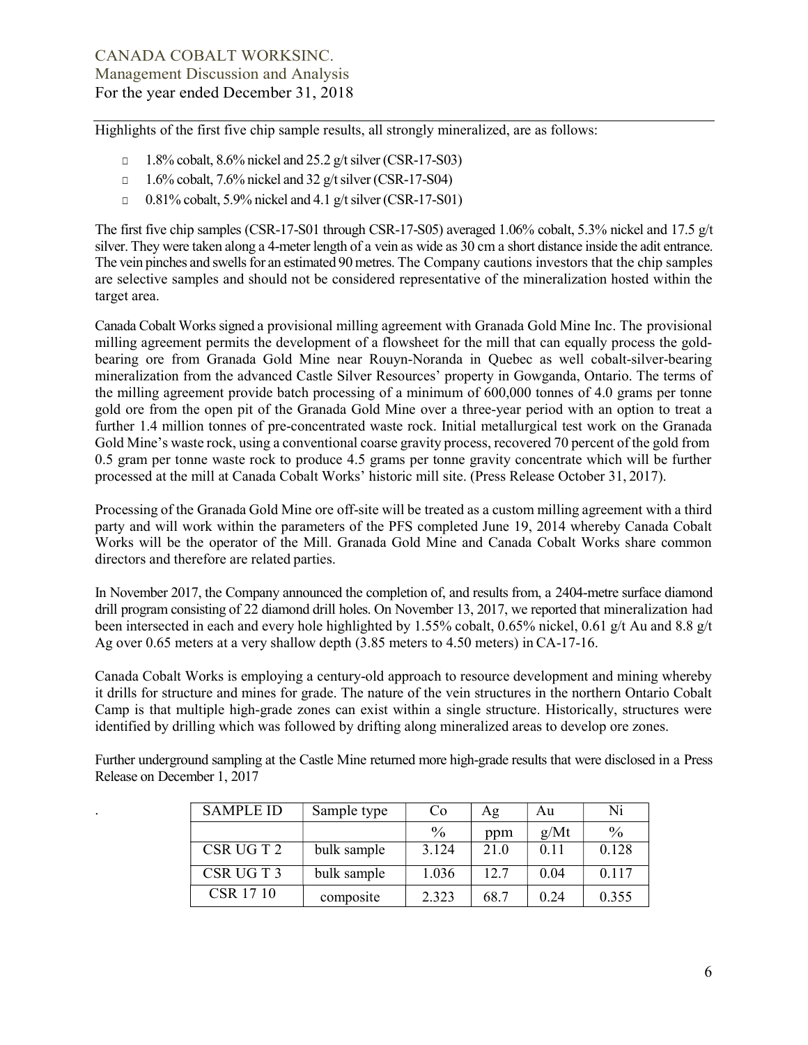Highlights of the first five chip sample results, all strongly mineralized, are as follows:

- 1.8% cobalt, 8.6% nickel and 25.2 g/t silver (CSR-17-S03)
- 1.6% cobalt, 7.6% nickel and 32 g/t silver (CSR-17-S04)
- 0.81% cobalt, 5.9% nickel and 4.1 g/t silver (CSR-17-S01)

The first five chip samples (CSR-17-S01 through CSR-17-S05) averaged 1.06% cobalt, 5.3% nickel and 17.5 g/t silver. They were taken along a 4-meter length of a vein as wide as 30 cm a short distance inside the adit entrance. The vein pinches and swells for an estimated 90 metres. The Company cautions investors that the chip samples are selective samples and should not be considered representative of the mineralization hosted within the target area.

Canada Cobalt Works signed a provisional milling agreement with Granada Gold Mine Inc. The provisional milling agreement permits the development of a flowsheet for the mill that can equally process the gold-bearing ore from Granada Gold Mine near Rouyn-Noranda in Quebec as well cobalt-silver-bearing mineralization from the advanced Castle Silver Resources' property in Gowganda, Ontario. The terms of the milling agreement provide batch processing of a minimum of 600,000 tonnes of 4.0 grams per tonne gold ore from the open pit of the Granada Gold Mine over a three-year period with an option to treat a further 1.4 million tonnes of pre-concentrated waste rock. Initial metallurgical test work on the Granada Gold Mine's waste rock, using a conventional coarse gravity process, recovered 70 percent of the gold from 0.5 gram per tonne waste rock to produce 4.5 grams per tonne gravity concentrate which will be further processed at the mill at Canada Cobalt Works' historic mill site. (Press Release October 31, 2017).

Processing of the Granada Gold Mine ore off-site will be treated as a custom milling agreement with a third party and will work within the parameters of the PFS completed June 19, 2014 whereby Canada Cobalt Works will be the operator of the Mill. Granada Gold Mine and Canada Cobalt Works share common directors and therefore are related parties.

In November 2017, the Company announced the completion of, and results from, a 2404-metre surface diamond drill program consisting of 22 diamond drill holes. On November 13, 2017, we reported that mineralization had been intersected in each and every hole highlighted by 1.55% cobalt, 0.65% nickel, 0.61 g/t Au and 8.8 g/t Ag over 0.65 meters at a very shallow depth (3.85 meters to 4.50 meters) in CA-17-16.

Canada Cobalt Works is employing a century-old approach to resource development and mining whereby it drills for structure and mines for grade. The nature of the vein structures in the northern Ontario Cobalt Camp is that multiple high-grade zones can exist within a single structure. Historically, structures were identified by drilling which was followed by drifting along mineralized areas to develop ore zones.

Further underground sampling at the Castle Mine returned more high-grade results that were disclosed in a Press Release on December 1, 2017

| SAMPLE ID | Sample type | Co | Ag | Au | Ni |
|---|---|---|---|---|---|
| | | % | ppm | g/Mt | % |
| CSR UG T 2 | bulk sample | 3.124 | 21.0 | 0.11 | 0.128 |
| CSR UG T 3 | bulk sample | 1.036 | 12.7 | 0.04 | 0.117 |
| CSR 17 10 | composite | 2.323 | 68.7 | 0.24 | 0.355 |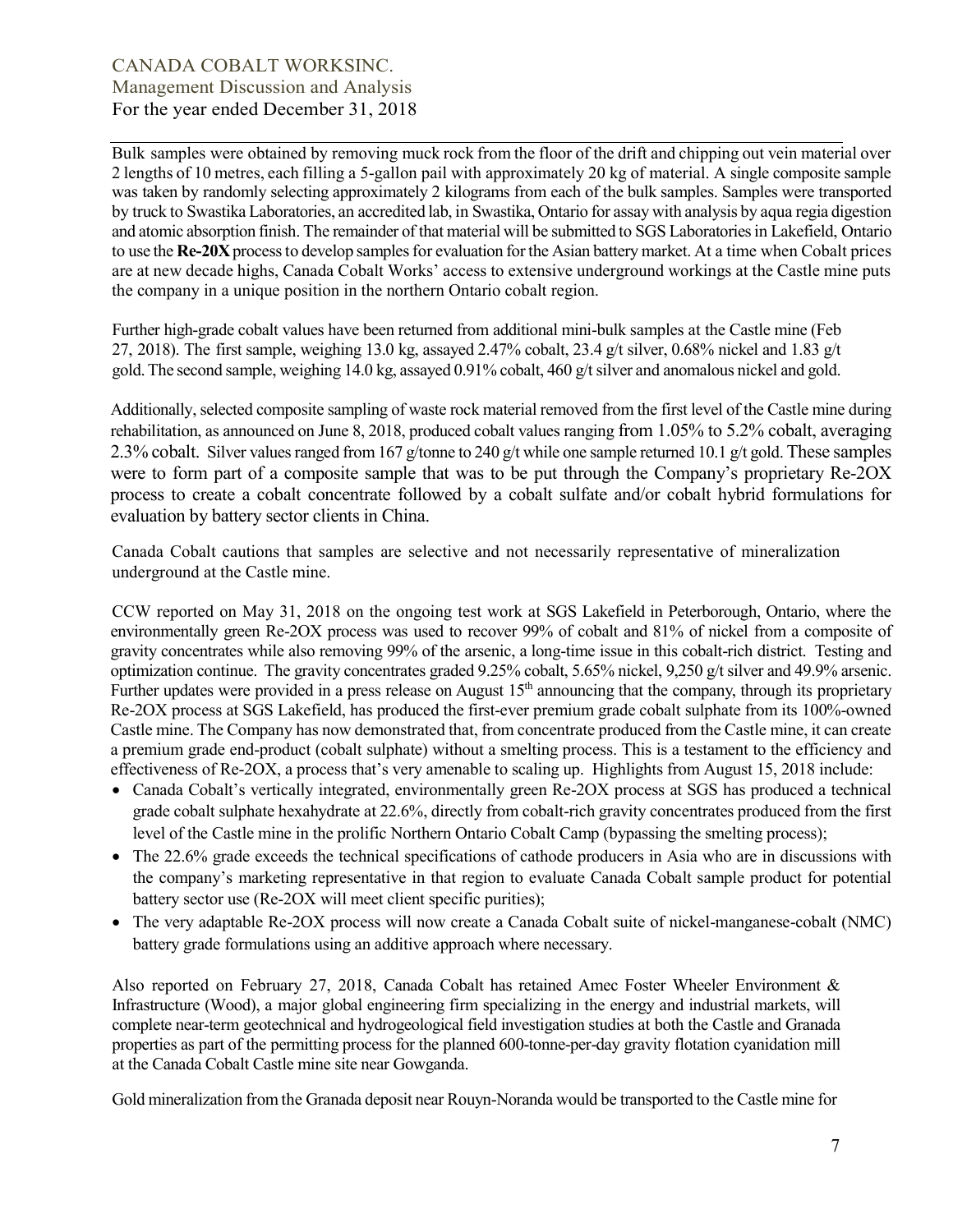Bulk samples were obtained by removing muck rock from the floor of the drift and chipping out vein material over 2 lengths of 10 metres, each filling a 5-gallon pail with approximately 20 kg of material. A single composite sample was taken by randomly selecting approximately 2 kilograms from each of the bulk samples. Samples were transported by truck to Swastika Laboratories, an accredited lab, in Swastika, Ontario for assay with analysis by aqua regia digestion and atomic absorption finish. The remainder of that material will be submitted to SGS Laboratories in Lakefield, Ontario to use the **Re-20X** process to develop samples for evaluation for the Asian battery market. At a time when Cobalt prices are at new decade highs, Canada Cobalt Works' access to extensive underground workings at the Castle mine puts the company in a unique position in the northern Ontario cobalt region.

Further high-grade cobalt values have been returned from additional mini-bulk samples at the Castle mine (Feb 27, 2018). The first sample, weighing 13.0 kg, assayed 2.47% cobalt, 23.4 g/t silver, 0.68% nickel and 1.83 g/t gold. The second sample, weighing 14.0 kg, assayed 0.91% cobalt, 460 g/t silver and anomalous nickel and gold.

Additionally, selected composite sampling of waste rock material removed from the first level of the Castle mine during rehabilitation, as announced on June 8, 2018, produced cobalt values ranging from 1.05% to 5.2% cobalt, averaging 2.3% cobalt. Silver values ranged from 167 g/tonne to 240 g/t while one sample returned 10.1 g/t gold. These samples were to form part of a composite sample that was to be put through the Company's proprietary Re-2OX process to create a cobalt concentrate followed by a cobalt sulfate and/or cobalt hybrid formulations for evaluation by battery sector clients in China.

Canada Cobalt cautions that samples are selective and not necessarily representative of mineralization underground at the Castle mine.

CCW reported on May 31, 2018 on the ongoing test work at SGS Lakefield in Peterborough, Ontario, where the environmentally green Re-2OX process was used to recover 99% of cobalt and 81% of nickel from a composite of gravity concentrates while also removing 99% of the arsenic, a long-time issue in this cobalt-rich district. Testing and optimization continue. The gravity concentrates graded 9.25% cobalt, 5.65% nickel, 9,250 g/t silver and 49.9% arsenic. Further updates were provided in a press release on August 15th announcing that the company, through its proprietary Re-2OX process at SGS Lakefield, has produced the first-ever premium grade cobalt sulphate from its 100%-owned Castle mine. The Company has now demonstrated that, from concentrate produced from the Castle mine, it can create a premium grade end-product (cobalt sulphate) without a smelting process. This is a testament to the efficiency and effectiveness of Re-2OX, a process that's very amenable to scaling up. Highlights from August 15, 2018 include:

- Canada Cobalt's vertically integrated, environmentally green Re-2OX process at SGS has produced a technical grade cobalt sulphate hexahydrate at 22.6%, directly from cobalt-rich gravity concentrates produced from the first level of the Castle mine in the prolific Northern Ontario Cobalt Camp (bypassing the smelting process);
- The 22.6% grade exceeds the technical specifications of cathode producers in Asia who are in discussions with the company's marketing representative in that region to evaluate Canada Cobalt sample product for potential battery sector use (Re-2OX will meet client specific purities);
- The very adaptable Re-2OX process will now create a Canada Cobalt suite of nickel-manganese-cobalt (NMC) battery grade formulations using an additive approach where necessary.

Also reported on February 27, 2018, Canada Cobalt has retained Amec Foster Wheeler Environment & Infrastructure (Wood), a major global engineering firm specializing in the energy and industrial markets, will complete near-term geotechnical and hydrogeological field investigation studies at both the Castle and Granada properties as part of the permitting process for the planned 600-tonne-per-day gravity flotation cyanidation mill at the Canada Cobalt Castle mine site near Gowganda.

Gold mineralization from the Granada deposit near Rouyn-Noranda would be transported to the Castle mine for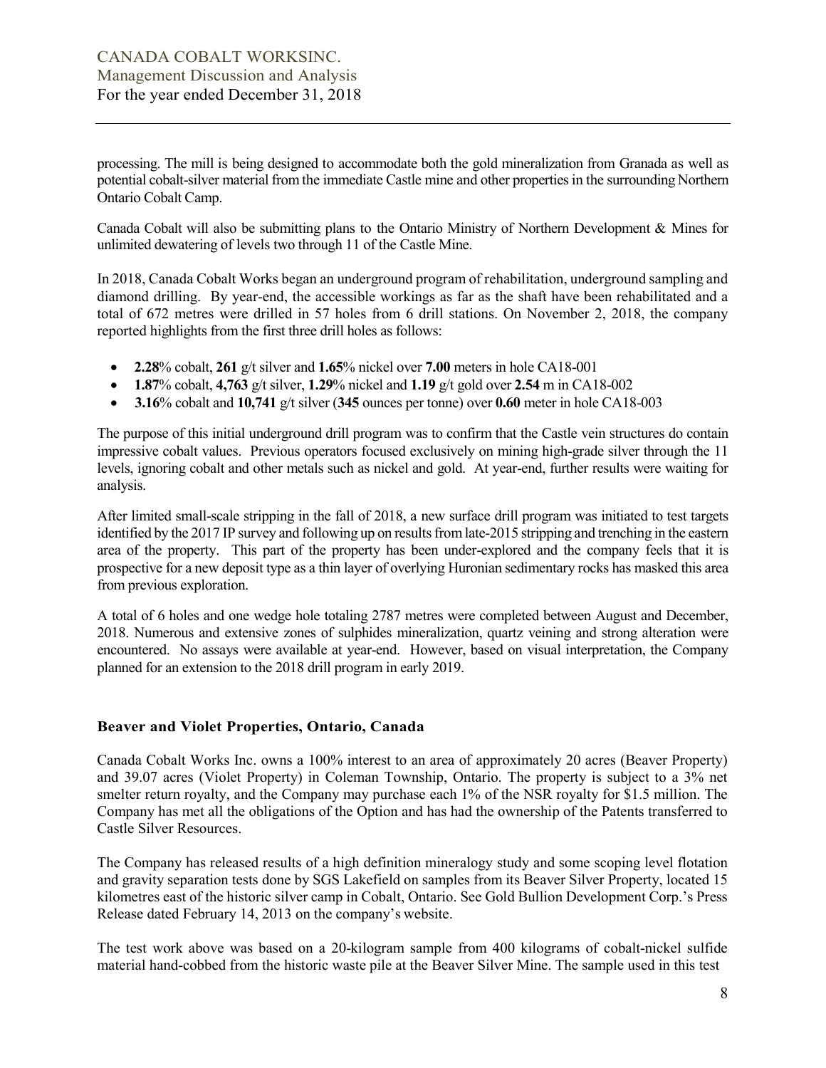processing. The mill is being designed to accommodate both the gold mineralization from Granada as well as potential cobalt-silver material from the immediate Castle mine and other properties in the surrounding Northern Ontario Cobalt Camp.

Canada Cobalt will also be submitting plans to the Ontario Ministry of Northern Development & Mines for unlimited dewatering of levels two through 11 of the Castle Mine.

In 2018, Canada Cobalt Works began an underground program of rehabilitation, underground sampling and diamond drilling. By year-end, the accessible workings as far as the shaft have been rehabilitated and a total of 672 metres were drilled in 57 holes from 6 drill stations. On November 2, 2018, the company reported highlights from the first three drill holes as follows:

- **2.28**% cobalt, **261** g/t silver and **1.65**% nickel over **7.00** meters in hole CA18-001
- **1.87**% cobalt, **4,763** g/t silver, **1.29**% nickel and **1.19** g/t gold over **2.54** m in CA18-002
- **3.16**% cobalt and **10,741** g/t silver (**345** ounces per tonne) over **0.60** meter in hole CA18-003

The purpose of this initial underground drill program was to confirm that the Castle vein structures do contain impressive cobalt values. Previous operators focused exclusively on mining high-grade silver through the 11 levels, ignoring cobalt and other metals such as nickel and gold. At year-end, further results were waiting for analysis.

After limited small-scale stripping in the fall of 2018, a new surface drill program was initiated to test targets identified by the 2017 IP survey and following up on results from late-2015 stripping and trenching in the eastern area of the property. This part of the property has been under-explored and the company feels that it is prospective for a new deposit type as a thin layer of overlying Huronian sedimentary rocks has masked this area from previous exploration.

A total of 6 holes and one wedge hole totaling 2787 metres were completed between August and December, 2018. Numerous and extensive zones of sulphides mineralization, quartz veining and strong alteration were encountered. No assays were available at year-end. However, based on visual interpretation, the Company planned for an extension to the 2018 drill program in early 2019.

### Beaver and Violet Properties, Ontario, Canada

Canada Cobalt Works Inc. owns a 100% interest to an area of approximately 20 acres (Beaver Property) and 39.07 acres (Violet Property) in Coleman Township, Ontario. The property is subject to a 3% net smelter return royalty, and the Company may purchase each 1% of the NSR royalty for $1.5 million. The Company has met all the obligations of the Option and has had the ownership of the Patents transferred to Castle Silver Resources.

The Company has released results of a high definition mineralogy study and some scoping level flotation and gravity separation tests done by SGS Lakefield on samples from its Beaver Silver Property, located 15 kilometres east of the historic silver camp in Cobalt, Ontario. See Gold Bullion Development Corp.'s Press Release dated February 14, 2013 on the company's website.

The test work above was based on a 20-kilogram sample from 400 kilograms of cobalt-nickel sulfide material hand-cobbed from the historic waste pile at the Beaver Silver Mine. The sample used in this test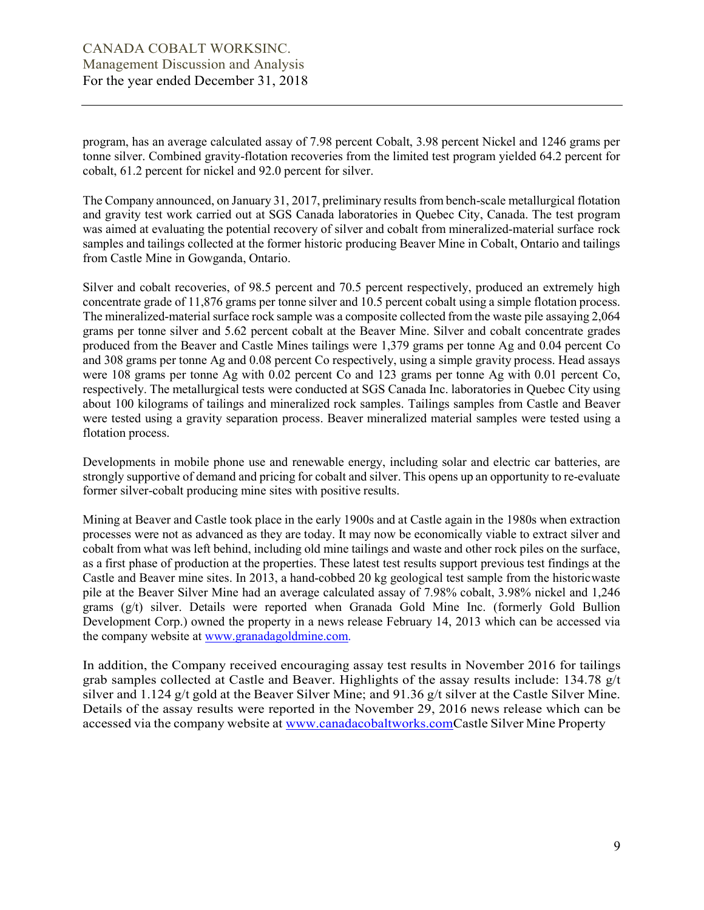program, has an average calculated assay of 7.98 percent Cobalt, 3.98 percent Nickel and 1246 grams per tonne silver. Combined gravity-flotation recoveries from the limited test program yielded 64.2 percent for cobalt, 61.2 percent for nickel and 92.0 percent for silver.

The Company announced, on January 31, 2017, preliminary results from bench-scale metallurgical flotation and gravity test work carried out at SGS Canada laboratories in Quebec City, Canada. The test program was aimed at evaluating the potential recovery of silver and cobalt from mineralized-material surface rock samples and tailings collected at the former historic producing Beaver Mine in Cobalt, Ontario and tailings from Castle Mine in Gowganda, Ontario.

Silver and cobalt recoveries, of 98.5 percent and 70.5 percent respectively, produced an extremely high concentrate grade of 11,876 grams per tonne silver and 10.5 percent cobalt using a simple flotation process. The mineralized-material surface rock sample was a composite collected from the waste pile assaying 2,064 grams per tonne silver and 5.62 percent cobalt at the Beaver Mine. Silver and cobalt concentrate grades produced from the Beaver and Castle Mines tailings were 1,379 grams per tonne Ag and 0.04 percent Co and 308 grams per tonne Ag and 0.08 percent Co respectively, using a simple gravity process. Head assays were 108 grams per tonne Ag with 0.02 percent Co and 123 grams per tonne Ag with 0.01 percent Co, respectively. The metallurgical tests were conducted at SGS Canada Inc. laboratories in Quebec City using about 100 kilograms of tailings and mineralized rock samples. Tailings samples from Castle and Beaver were tested using a gravity separation process. Beaver mineralized material samples were tested using a flotation process.

Developments in mobile phone use and renewable energy, including solar and electric car batteries, are strongly supportive of demand and pricing for cobalt and silver. This opens up an opportunity to re-evaluate former silver-cobalt producing mine sites with positive results.

Mining at Beaver and Castle took place in the early 1900s and at Castle again in the 1980s when extraction processes were not as advanced as they are today. It may now be economically viable to extract silver and cobalt from what was left behind, including old mine tailings and waste and other rock piles on the surface, as a first phase of production at the properties. These latest test results support previous test findings at the Castle and Beaver mine sites. In 2013, a hand-cobbed 20 kg geological test sample from the historicwaste pile at the Beaver Silver Mine had an average calculated assay of 7.98% cobalt, 3.98% nickel and 1,246 grams (g/t) silver. Details were reported when Granada Gold Mine Inc. (formerly Gold Bullion Development Corp.) owned the property in a news release February 14, 2013 which can be accessed via the company website at www.granadagoldmine.com.

In addition, the Company received encouraging assay test results in November 2016 for tailings grab samples collected at Castle and Beaver. Highlights of the assay results include: 134.78 g/t silver and 1.124 g/t gold at the Beaver Silver Mine; and 91.36 g/t silver at the Castle Silver Mine. Details of the assay results were reported in the November 29, 2016 news release which can be accessed via the company website at www.canadacobaltworks.comCastle Silver Mine Property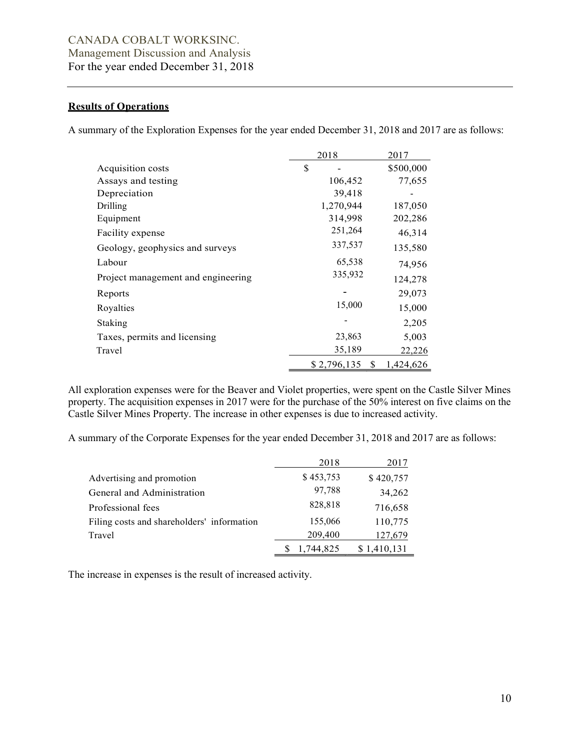## Results of Operations

A summary of the Exploration Expenses for the year ended December 31, 2018 and 2017 are as follows:

| | 2018 | 2017 |
|---|---|---|
| Acquisition costs | $ - | $500,000 |
| Assays and testing | 106,452 | 77,655 |
| Depreciation | 39,418 | - |
| Drilling | 1,270,944 | 187,050 |
| Equipment | 314,998 | 202,286 |
| Facility expense | 251,264 | 46,314 |
| Geology, geophysics and surveys | 337,537 | 135,580 |
| Labour | 65,538 | 74,956 |
| Project management and engineering | 335,932 | 124,278 |
| Reports | - | 29,073 |
| Royalties | 15,000 | 15,000 |
| Staking | - | 2,205 |
| Taxes, permits and licensing | 23,863 | 5,003 |
| Travel | 35,189 | 22,226 |
| | $ 2,796,135 | $ 1,424,626 |

All exploration expenses were for the Beaver and Violet properties, were spent on the Castle Silver Mines property. The acquisition expenses in 2017 were for the purchase of the 50% interest on five claims on the Castle Silver Mines Property. The increase in other expenses is due to increased activity.

A summary of the Corporate Expenses for the year ended December 31, 2018 and 2017 are as follows:

| | 2018 | 2017 |
|---|---|---|
| Advertising and promotion | $ 453,753 | $ 420,757 |
| General and Administration | 97,788 | 34,262 |
| Professional fees | 828,818 | 716,658 |
| Filing costs and shareholders' information | 155,066 | 110,775 |
| Travel | 209,400 | 127,679 |
| | $ 1,744,825 | $ 1,410,131 |

The increase in expenses is the result of increased activity.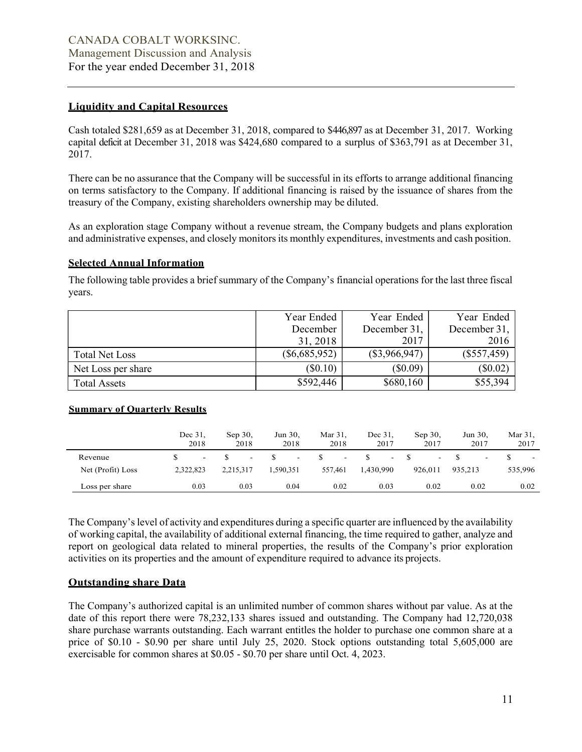## Liquidity and Capital Resources

Cash totaled $281,659 as at December 31, 2018, compared to $446,897 as at December 31, 2017. Working capital deficit at December 31, 2018 was $424,680 compared to a surplus of $363,791 as at December 31, 2017.

There can be no assurance that the Company will be successful in its efforts to arrange additional financing on terms satisfactory to the Company. If additional financing is raised by the issuance of shares from the treasury of the Company, existing shareholders ownership may be diluted.

As an exploration stage Company without a revenue stream, the Company budgets and plans exploration and administrative expenses, and closely monitors its monthly expenditures, investments and cash position.

## Selected Annual Information

The following table provides a brief summary of the Company's financial operations for the last three fiscal years.

| | Year Ended December 31, 2018 | Year Ended December 31, 2017 | Year Ended December 31, 2016 |
|---|---|---|---|
| Total Net Loss | ($6,685,952) | ($3,966,947) | ($557,459) |
| Net Loss per share | ($0.10) | ($0.09) | ($0.02) |
| Total Assets | $592,446 | $680,160 | $55,394 |

## Summary of Quarterly Results

| | Dec 31, 2018 | Sep 30, 2018 | Jun 30, 2018 | Mar 31, 2018 | Dec 31, 2017 | Sep 30, 2017 | Jun 30, 2017 | Mar 31, 2017 |
|---|---|---|---|---|---|---|---|---|
| Revenue | $ - | $ - | $ - | $ - | $ - | $ - | $ - | $ - |
| Net (Profit) Loss | 2,322,823 | 2,215,317 | 1,590,351 | 557,461 | 1,430,990 | 926,011 | 935,213 | 535,996 |
| Loss per share | 0.03 | 0.03 | 0.04 | 0.02 | 0.03 | 0.02 | 0.02 | 0.02 |

The Company's level of activity and expenditures during a specific quarter are influenced by the availability of working capital, the availability of additional external financing, the time required to gather, analyze and report on geological data related to mineral properties, the results of the Company's prior exploration activities on its properties and the amount of expenditure required to advance its projects.

## Outstanding share Data

The Company's authorized capital is an unlimited number of common shares without par value. As at the date of this report there were 78,232,133 shares issued and outstanding. The Company had 12,720,038 share purchase warrants outstanding. Each warrant entitles the holder to purchase one common share at a price of $0.10 - $0.90 per share until July 25, 2020. Stock options outstanding total 5,605,000 are exercisable for common shares at $0.05 - $0.70 per share until Oct. 4, 2023.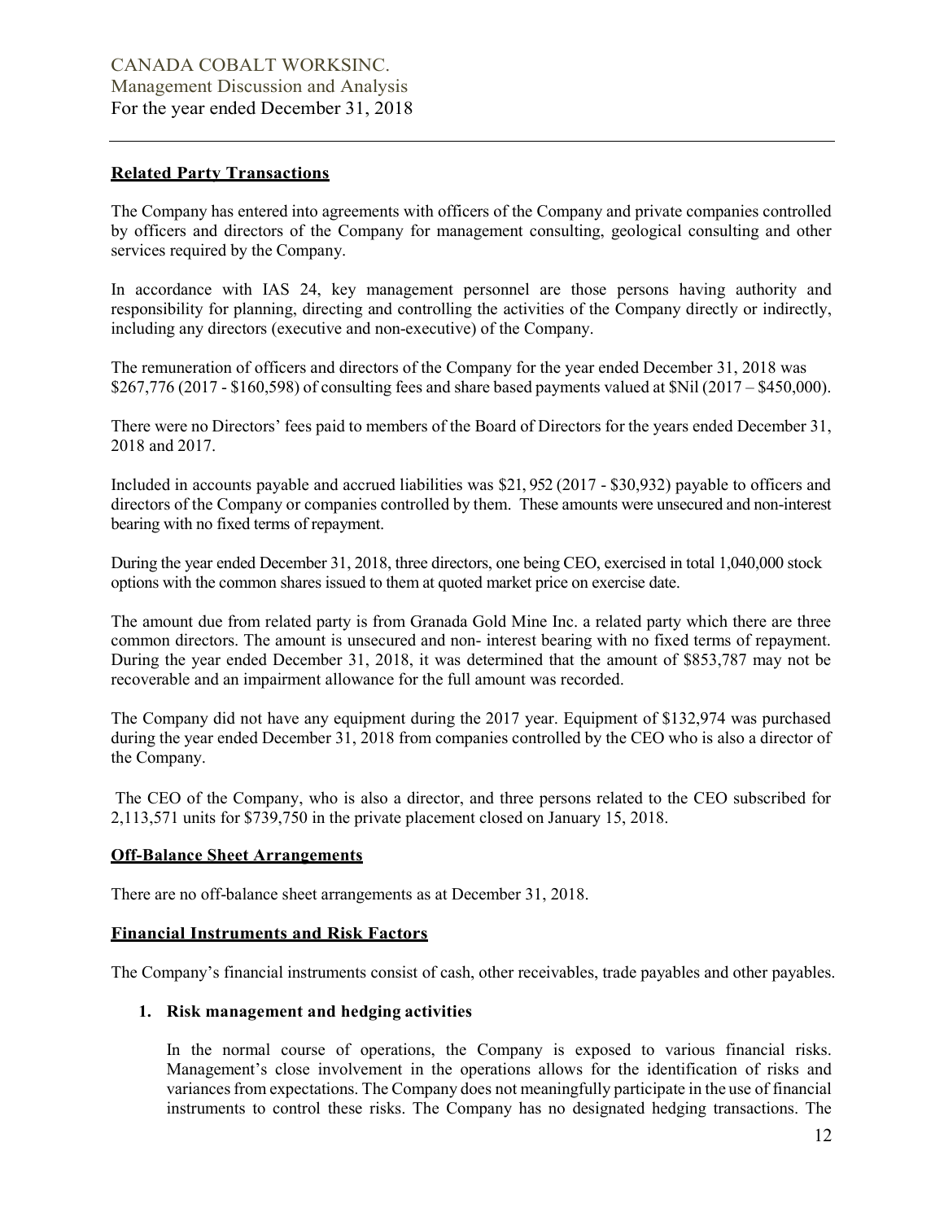## Related Party Transactions

The Company has entered into agreements with officers of the Company and private companies controlled by officers and directors of the Company for management consulting, geological consulting and other services required by the Company.

In accordance with IAS 24, key management personnel are those persons having authority and responsibility for planning, directing and controlling the activities of the Company directly or indirectly, including any directors (executive and non-executive) of the Company.

The remuneration of officers and directors of the Company for the year ended December 31, 2018 was \$267,776 (2017 - \$160,598) of consulting fees and share based payments valued at \$Nil (2017 – \$450,000).

There were no Directors' fees paid to members of the Board of Directors for the years ended December 31, 2018 and 2017.

Included in accounts payable and accrued liabilities was \$21, 952 (2017 - \$30,932) payable to officers and directors of the Company or companies controlled by them. These amounts were unsecured and non-interest bearing with no fixed terms of repayment.

During the year ended December 31, 2018, three directors, one being CEO, exercised in total 1,040,000 stock options with the common shares issued to them at quoted market price on exercise date.

The amount due from related party is from Granada Gold Mine Inc. a related party which there are three common directors. The amount is unsecured and non- interest bearing with no fixed terms of repayment. During the year ended December 31, 2018, it was determined that the amount of \$853,787 may not be recoverable and an impairment allowance for the full amount was recorded.

The Company did not have any equipment during the 2017 year. Equipment of \$132,974 was purchased during the year ended December 31, 2018 from companies controlled by the CEO who is also a director of the Company.

The CEO of the Company, who is also a director, and three persons related to the CEO subscribed for 2,113,571 units for \$739,750 in the private placement closed on January 15, 2018.

## Off-Balance Sheet Arrangements

There are no off-balance sheet arrangements as at December 31, 2018.

## Financial Instruments and Risk Factors

The Company's financial instruments consist of cash, other receivables, trade payables and other payables.

### 1. Risk management and hedging activities

In the normal course of operations, the Company is exposed to various financial risks. Management's close involvement in the operations allows for the identification of risks and variances from expectations. The Company does not meaningfully participate in the use of financial instruments to control these risks. The Company has no designated hedging transactions. The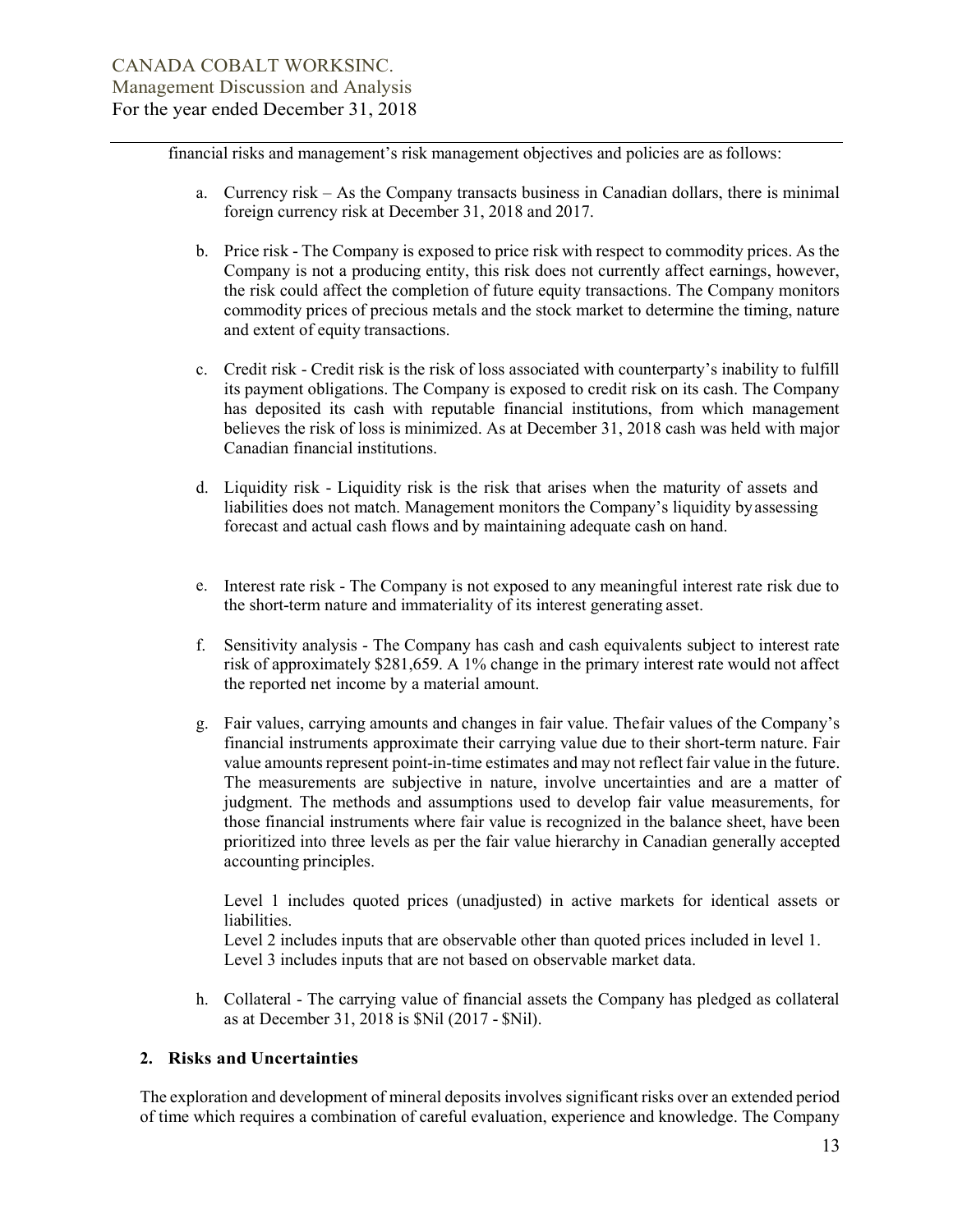financial risks and management's risk management objectives and policies are as follows:

a. Currency risk – As the Company transacts business in Canadian dollars, there is minimal foreign currency risk at December 31, 2018 and 2017.

b. Price risk - The Company is exposed to price risk with respect to commodity prices. As the Company is not a producing entity, this risk does not currently affect earnings, however, the risk could affect the completion of future equity transactions. The Company monitors commodity prices of precious metals and the stock market to determine the timing, nature and extent of equity transactions.

c. Credit risk - Credit risk is the risk of loss associated with counterparty's inability to fulfill its payment obligations. The Company is exposed to credit risk on its cash. The Company has deposited its cash with reputable financial institutions, from which management believes the risk of loss is minimized. As at December 31, 2018 cash was held with major Canadian financial institutions.

d. Liquidity risk - Liquidity risk is the risk that arises when the maturity of assets and liabilities does not match. Management monitors the Company's liquidity by assessing forecast and actual cash flows and by maintaining adequate cash on hand.

e. Interest rate risk - The Company is not exposed to any meaningful interest rate risk due to the short-term nature and immateriality of its interest generating asset.

f. Sensitivity analysis - The Company has cash and cash equivalents subject to interest rate risk of approximately $281,659. A 1% change in the primary interest rate would not affect the reported net income by a material amount.

g. Fair values, carrying amounts and changes in fair value. The fair values of the Company's financial instruments approximate their carrying value due to their short-term nature. Fair value amounts represent point-in-time estimates and may not reflect fair value in the future. The measurements are subjective in nature, involve uncertainties and are a matter of judgment. The methods and assumptions used to develop fair value measurements, for those financial instruments where fair value is recognized in the balance sheet, have been prioritized into three levels as per the fair value hierarchy in Canadian generally accepted accounting principles.

   Level 1 includes quoted prices (unadjusted) in active markets for identical assets or liabilities.
   Level 2 includes inputs that are observable other than quoted prices included in level 1.
   Level 3 includes inputs that are not based on observable market data.

h. Collateral - The carrying value of financial assets the Company has pledged as collateral as at December 31, 2018 is $Nil (2017 - $Nil).

## 2. Risks and Uncertainties

The exploration and development of mineral deposits involves significant risks over an extended period of time which requires a combination of careful evaluation, experience and knowledge. The Company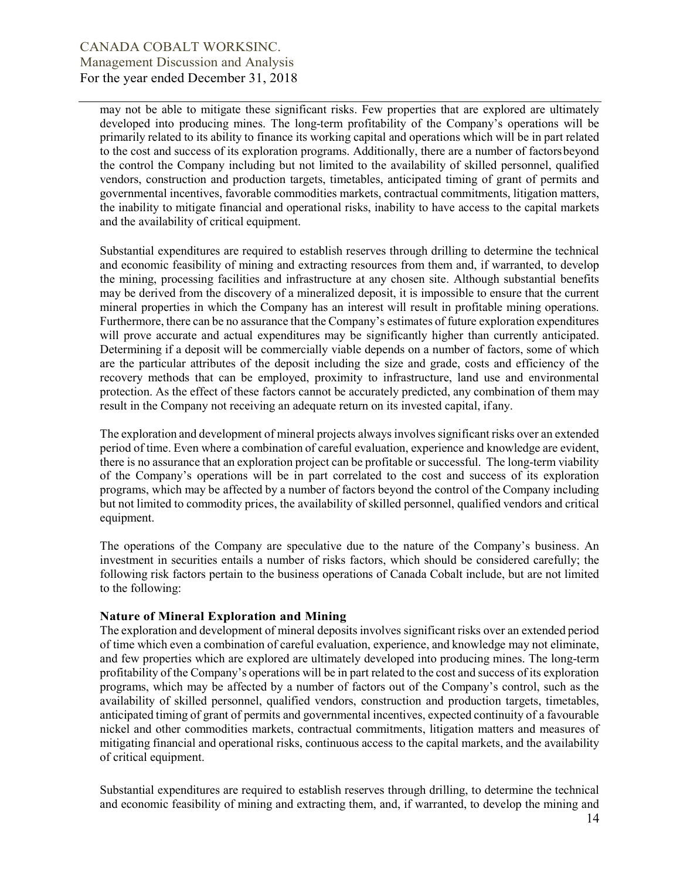may not be able to mitigate these significant risks. Few properties that are explored are ultimately developed into producing mines. The long-term profitability of the Company's operations will be primarily related to its ability to finance its working capital and operations which will be in part related to the cost and success of its exploration programs. Additionally, there are a number of factors beyond the control the Company including but not limited to the availability of skilled personnel, qualified vendors, construction and production targets, timetables, anticipated timing of grant of permits and governmental incentives, favorable commodities markets, contractual commitments, litigation matters, the inability to mitigate financial and operational risks, inability to have access to the capital markets and the availability of critical equipment.

Substantial expenditures are required to establish reserves through drilling to determine the technical and economic feasibility of mining and extracting resources from them and, if warranted, to develop the mining, processing facilities and infrastructure at any chosen site. Although substantial benefits may be derived from the discovery of a mineralized deposit, it is impossible to ensure that the current mineral properties in which the Company has an interest will result in profitable mining operations. Furthermore, there can be no assurance that the Company's estimates of future exploration expenditures will prove accurate and actual expenditures may be significantly higher than currently anticipated. Determining if a deposit will be commercially viable depends on a number of factors, some of which are the particular attributes of the deposit including the size and grade, costs and efficiency of the recovery methods that can be employed, proximity to infrastructure, land use and environmental protection. As the effect of these factors cannot be accurately predicted, any combination of them may result in the Company not receiving an adequate return on its invested capital, if any.

The exploration and development of mineral projects always involves significant risks over an extended period of time. Even where a combination of careful evaluation, experience and knowledge are evident, there is no assurance that an exploration project can be profitable or successful. The long-term viability of the Company's operations will be in part correlated to the cost and success of its exploration programs, which may be affected by a number of factors beyond the control of the Company including but not limited to commodity prices, the availability of skilled personnel, qualified vendors and critical equipment.

The operations of the Company are speculative due to the nature of the Company's business. An investment in securities entails a number of risks factors, which should be considered carefully; the following risk factors pertain to the business operations of Canada Cobalt include, but are not limited to the following:

**Nature of Mineral Exploration and Mining**

The exploration and development of mineral deposits involves significant risks over an extended period of time which even a combination of careful evaluation, experience, and knowledge may not eliminate, and few properties which are explored are ultimately developed into producing mines. The long-term profitability of the Company's operations will be in part related to the cost and success of its exploration programs, which may be affected by a number of factors out of the Company's control, such as the availability of skilled personnel, qualified vendors, construction and production targets, timetables, anticipated timing of grant of permits and governmental incentives, expected continuity of a favourable nickel and other commodities markets, contractual commitments, litigation matters and measures of mitigating financial and operational risks, continuous access to the capital markets, and the availability of critical equipment.

Substantial expenditures are required to establish reserves through drilling, to determine the technical and economic feasibility of mining and extracting them, and, if warranted, to develop the mining and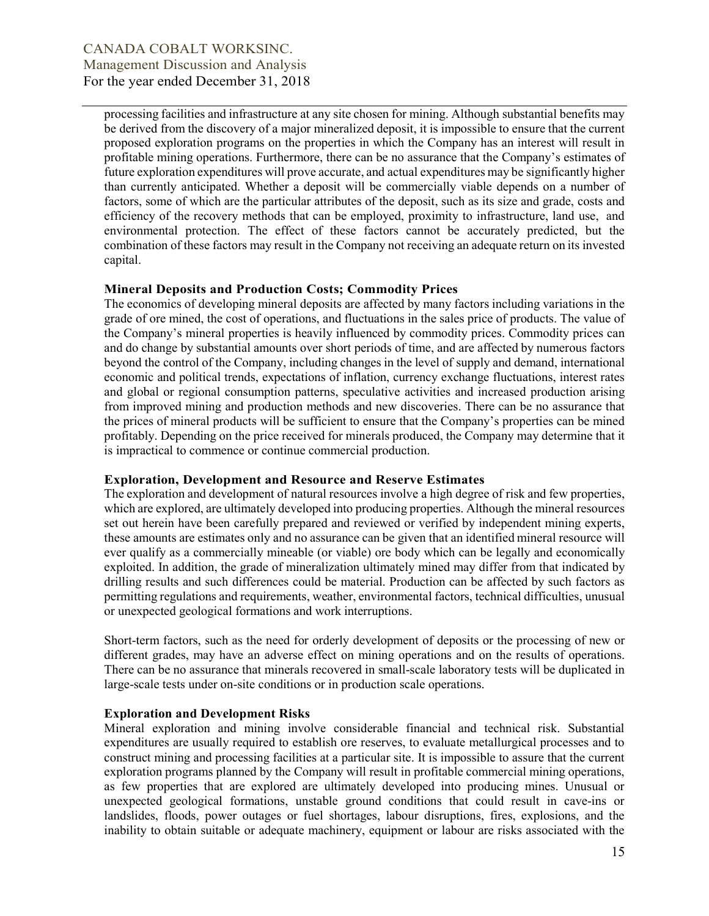processing facilities and infrastructure at any site chosen for mining. Although substantial benefits may be derived from the discovery of a major mineralized deposit, it is impossible to ensure that the current proposed exploration programs on the properties in which the Company has an interest will result in profitable mining operations. Furthermore, there can be no assurance that the Company's estimates of future exploration expenditures will prove accurate, and actual expenditures may be significantly higher than currently anticipated. Whether a deposit will be commercially viable depends on a number of factors, some of which are the particular attributes of the deposit, such as its size and grade, costs and efficiency of the recovery methods that can be employed, proximity to infrastructure, land use, and environmental protection. The effect of these factors cannot be accurately predicted, but the combination of these factors may result in the Company not receiving an adequate return on its invested capital.

**Mineral Deposits and Production Costs; Commodity Prices**

The economics of developing mineral deposits are affected by many factors including variations in the grade of ore mined, the cost of operations, and fluctuations in the sales price of products. The value of the Company's mineral properties is heavily influenced by commodity prices. Commodity prices can and do change by substantial amounts over short periods of time, and are affected by numerous factors beyond the control of the Company, including changes in the level of supply and demand, international economic and political trends, expectations of inflation, currency exchange fluctuations, interest rates and global or regional consumption patterns, speculative activities and increased production arising from improved mining and production methods and new discoveries. There can be no assurance that the prices of mineral products will be sufficient to ensure that the Company's properties can be mined profitably. Depending on the price received for minerals produced, the Company may determine that it is impractical to commence or continue commercial production.

**Exploration, Development and Resource and Reserve Estimates**

The exploration and development of natural resources involve a high degree of risk and few properties, which are explored, are ultimately developed into producing properties. Although the mineral resources set out herein have been carefully prepared and reviewed or verified by independent mining experts, these amounts are estimates only and no assurance can be given that an identified mineral resource will ever qualify as a commercially mineable (or viable) ore body which can be legally and economically exploited. In addition, the grade of mineralization ultimately mined may differ from that indicated by drilling results and such differences could be material. Production can be affected by such factors as permitting regulations and requirements, weather, environmental factors, technical difficulties, unusual or unexpected geological formations and work interruptions.

Short-term factors, such as the need for orderly development of deposits or the processing of new or different grades, may have an adverse effect on mining operations and on the results of operations. There can be no assurance that minerals recovered in small-scale laboratory tests will be duplicated in large-scale tests under on-site conditions or in production scale operations.

**Exploration and Development Risks**

Mineral exploration and mining involve considerable financial and technical risk. Substantial expenditures are usually required to establish ore reserves, to evaluate metallurgical processes and to construct mining and processing facilities at a particular site. It is impossible to assure that the current exploration programs planned by the Company will result in profitable commercial mining operations, as few properties that are explored are ultimately developed into producing mines. Unusual or unexpected geological formations, unstable ground conditions that could result in cave-ins or landslides, floods, power outages or fuel shortages, labour disruptions, fires, explosions, and the inability to obtain suitable or adequate machinery, equipment or labour are risks associated with the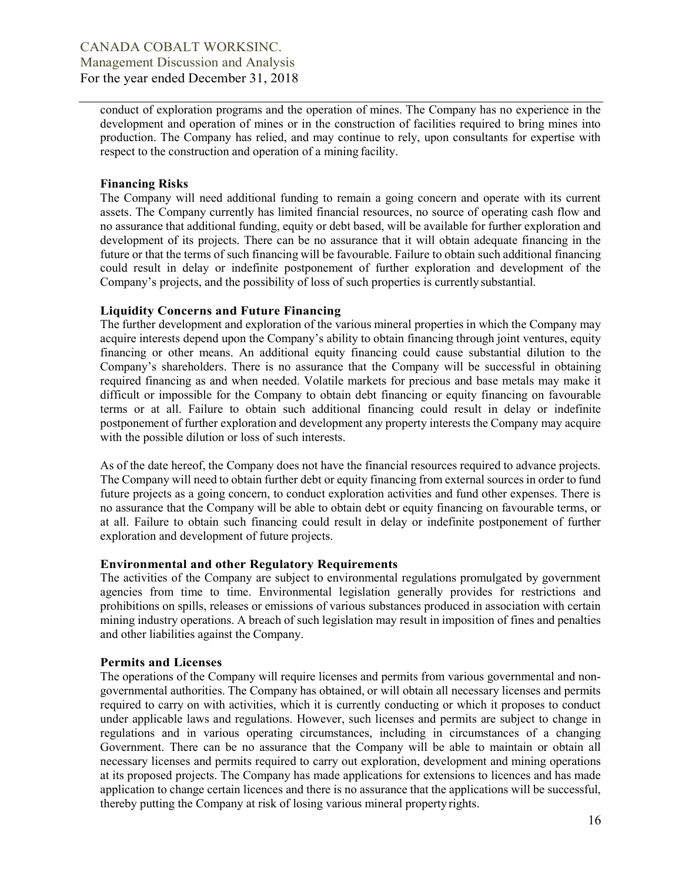conduct of exploration programs and the operation of mines. The Company has no experience in the development and operation of mines or in the construction of facilities required to bring mines into production. The Company has relied, and may continue to rely, upon consultants for expertise with respect to the construction and operation of a mining facility.

### Financing Risks

The Company will need additional funding to remain a going concern and operate with its current assets. The Company currently has limited financial resources, no source of operating cash flow and no assurance that additional funding, equity or debt based, will be available for further exploration and development of its projects. There can be no assurance that it will obtain adequate financing in the future or that the terms of such financing will be favourable. Failure to obtain such additional financing could result in delay or indefinite postponement of further exploration and development of the Company's projects, and the possibility of loss of such properties is currently substantial.

### Liquidity Concerns and Future Financing

The further development and exploration of the various mineral properties in which the Company may acquire interests depend upon the Company's ability to obtain financing through joint ventures, equity financing or other means. An additional equity financing could cause substantial dilution to the Company's shareholders. There is no assurance that the Company will be successful in obtaining required financing as and when needed. Volatile markets for precious and base metals may make it difficult or impossible for the Company to obtain debt financing or equity financing on favourable terms or at all. Failure to obtain such additional financing could result in delay or indefinite postponement of further exploration and development any property interests the Company may acquire with the possible dilution or loss of such interests.

As of the date hereof, the Company does not have the financial resources required to advance projects. The Company will need to obtain further debt or equity financing from external sources in order to fund future projects as a going concern, to conduct exploration activities and fund other expenses. There is no assurance that the Company will be able to obtain debt or equity financing on favourable terms, or at all. Failure to obtain such financing could result in delay or indefinite postponement of further exploration and development of future projects.

### Environmental and other Regulatory Requirements

The activities of the Company are subject to environmental regulations promulgated by government agencies from time to time. Environmental legislation generally provides for restrictions and prohibitions on spills, releases or emissions of various substances produced in association with certain mining industry operations. A breach of such legislation may result in imposition of fines and penalties and other liabilities against the Company.

### Permits and Licenses

The operations of the Company will require licenses and permits from various governmental and non-governmental authorities. The Company has obtained, or will obtain all necessary licenses and permits required to carry on with activities, which it is currently conducting or which it proposes to conduct under applicable laws and regulations. However, such licenses and permits are subject to change in regulations and in various operating circumstances, including in circumstances of a changing Government. There can be no assurance that the Company will be able to maintain or obtain all necessary licenses and permits required to carry out exploration, development and mining operations at its proposed projects. The Company has made applications for extensions to licences and has made application to change certain licences and there is no assurance that the applications will be successful, thereby putting the Company at risk of losing various mineral property rights.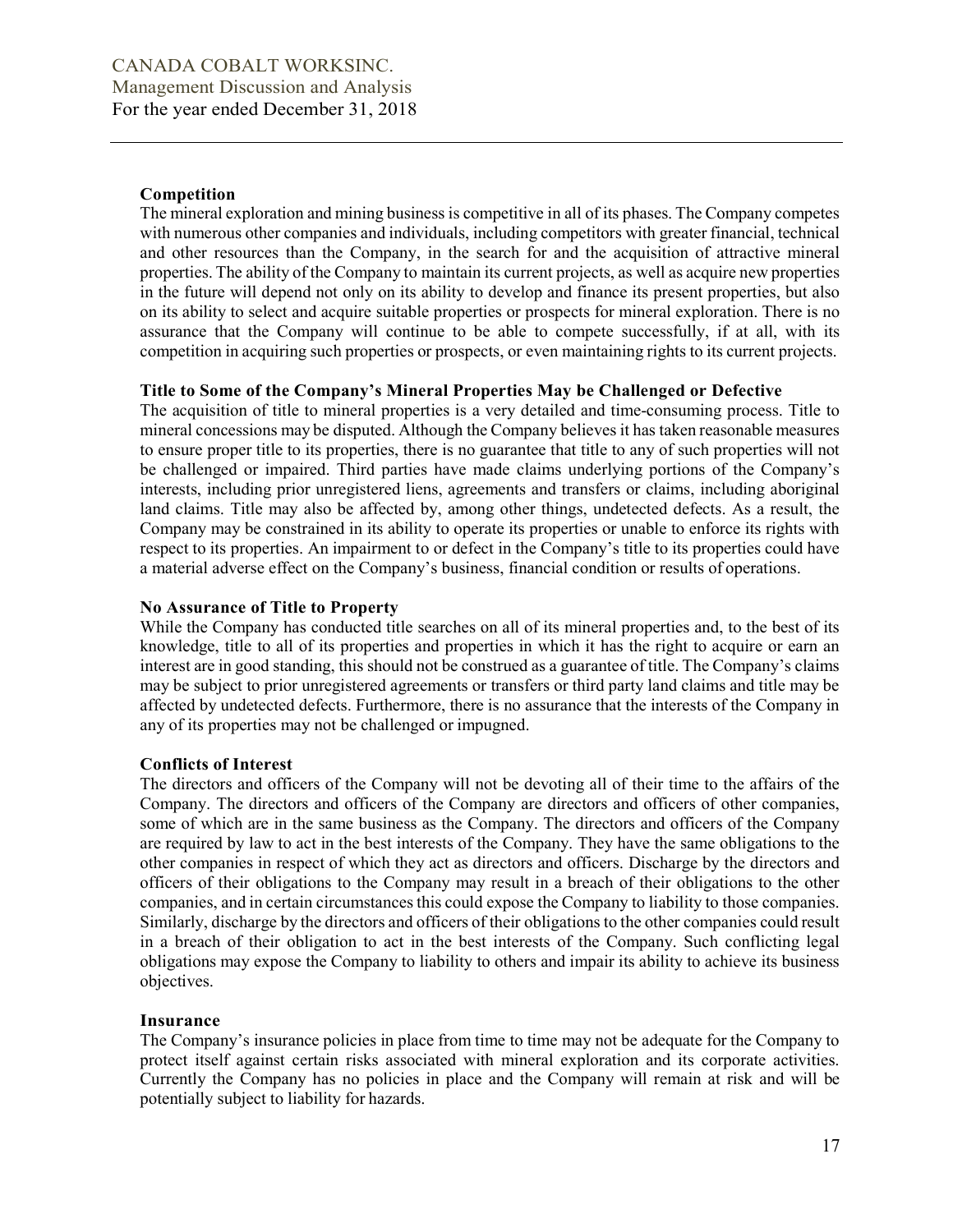### Competition

The mineral exploration and mining business is competitive in all of its phases. The Company competes with numerous other companies and individuals, including competitors with greater financial, technical and other resources than the Company, in the search for and the acquisition of attractive mineral properties. The ability of the Company to maintain its current projects, as well as acquire new properties in the future will depend not only on its ability to develop and finance its present properties, but also on its ability to select and acquire suitable properties or prospects for mineral exploration. There is no assurance that the Company will continue to be able to compete successfully, if at all, with its competition in acquiring such properties or prospects, or even maintaining rights to its current projects.

### Title to Some of the Company's Mineral Properties May be Challenged or Defective

The acquisition of title to mineral properties is a very detailed and time-consuming process. Title to mineral concessions may be disputed. Although the Company believes it has taken reasonable measures to ensure proper title to its properties, there is no guarantee that title to any of such properties will not be challenged or impaired. Third parties have made claims underlying portions of the Company's interests, including prior unregistered liens, agreements and transfers or claims, including aboriginal land claims. Title may also be affected by, among other things, undetected defects. As a result, the Company may be constrained in its ability to operate its properties or unable to enforce its rights with respect to its properties. An impairment to or defect in the Company's title to its properties could have a material adverse effect on the Company's business, financial condition or results of operations.

### No Assurance of Title to Property

While the Company has conducted title searches on all of its mineral properties and, to the best of its knowledge, title to all of its properties and properties in which it has the right to acquire or earn an interest are in good standing, this should not be construed as a guarantee of title. The Company's claims may be subject to prior unregistered agreements or transfers or third party land claims and title may be affected by undetected defects. Furthermore, there is no assurance that the interests of the Company in any of its properties may not be challenged or impugned.

### Conflicts of Interest

The directors and officers of the Company will not be devoting all of their time to the affairs of the Company. The directors and officers of the Company are directors and officers of other companies, some of which are in the same business as the Company. The directors and officers of the Company are required by law to act in the best interests of the Company. They have the same obligations to the other companies in respect of which they act as directors and officers. Discharge by the directors and officers of their obligations to the Company may result in a breach of their obligations to the other companies, and in certain circumstances this could expose the Company to liability to those companies. Similarly, discharge by the directors and officers of their obligations to the other companies could result in a breach of their obligation to act in the best interests of the Company. Such conflicting legal obligations may expose the Company to liability to others and impair its ability to achieve its business objectives.

### Insurance

The Company's insurance policies in place from time to time may not be adequate for the Company to protect itself against certain risks associated with mineral exploration and its corporate activities. Currently the Company has no policies in place and the Company will remain at risk and will be potentially subject to liability for hazards.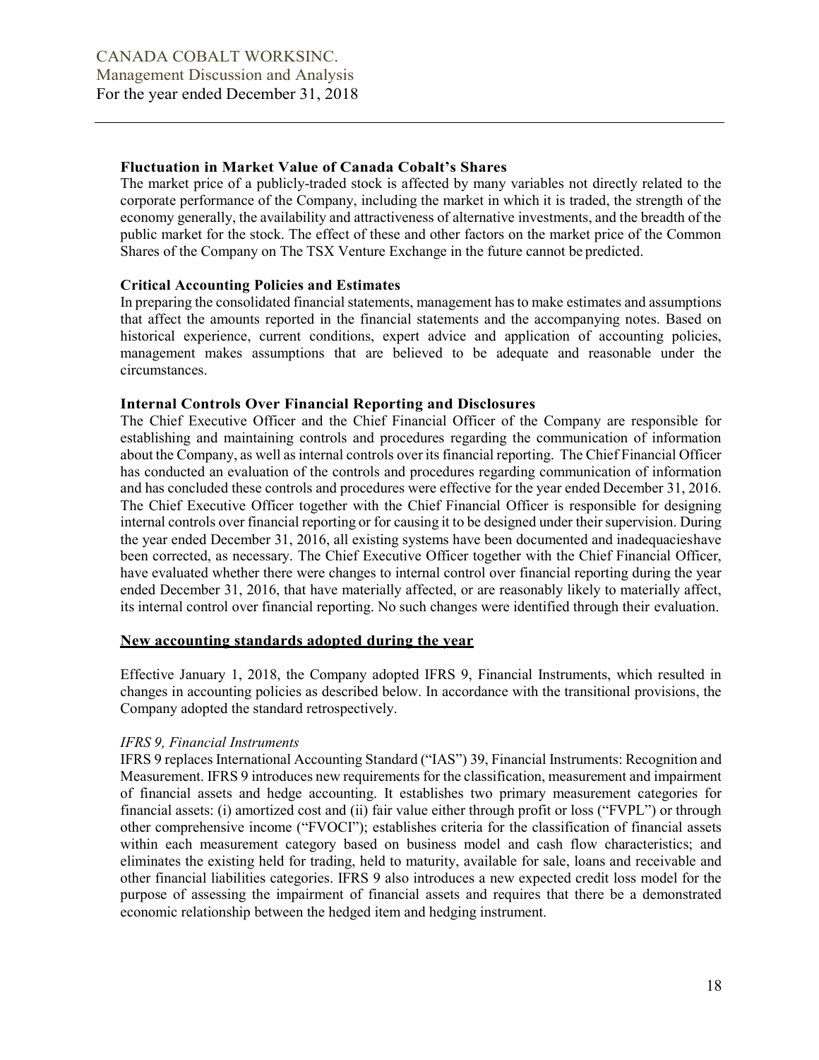### Fluctuation in Market Value of Canada Cobalt's Shares

The market price of a publicly-traded stock is affected by many variables not directly related to the corporate performance of the Company, including the market in which it is traded, the strength of the economy generally, the availability and attractiveness of alternative investments, and the breadth of the public market for the stock. The effect of these and other factors on the market price of the Common Shares of the Company on The TSX Venture Exchange in the future cannot be predicted.

### Critical Accounting Policies and Estimates

In preparing the consolidated financial statements, management has to make estimates and assumptions that affect the amounts reported in the financial statements and the accompanying notes. Based on historical experience, current conditions, expert advice and application of accounting policies, management makes assumptions that are believed to be adequate and reasonable under the circumstances.

### Internal Controls Over Financial Reporting and Disclosures

The Chief Executive Officer and the Chief Financial Officer of the Company are responsible for establishing and maintaining controls and procedures regarding the communication of information about the Company, as well as internal controls over its financial reporting. The Chief Financial Officer has conducted an evaluation of the controls and procedures regarding communication of information and has concluded these controls and procedures were effective for the year ended December 31, 2016. The Chief Executive Officer together with the Chief Financial Officer is responsible for designing internal controls over financial reporting or for causing it to be designed under their supervision. During the year ended December 31, 2016, all existing systems have been documented and inadequacieshave been corrected, as necessary. The Chief Executive Officer together with the Chief Financial Officer, have evaluated whether there were changes to internal control over financial reporting during the year ended December 31, 2016, that have materially affected, or are reasonably likely to materially affect, its internal control over financial reporting. No such changes were identified through their evaluation.

## New accounting standards adopted during the year

Effective January 1, 2018, the Company adopted IFRS 9, Financial Instruments, which resulted in changes in accounting policies as described below. In accordance with the transitional provisions, the Company adopted the standard retrospectively.

*IFRS 9, Financial Instruments*

IFRS 9 replaces International Accounting Standard ("IAS") 39, Financial Instruments: Recognition and Measurement. IFRS 9 introduces new requirements for the classification, measurement and impairment of financial assets and hedge accounting. It establishes two primary measurement categories for financial assets: (i) amortized cost and (ii) fair value either through profit or loss ("FVPL") or through other comprehensive income ("FVOCI"); establishes criteria for the classification of financial assets within each measurement category based on business model and cash flow characteristics; and eliminates the existing held for trading, held to maturity, available for sale, loans and receivable and other financial liabilities categories. IFRS 9 also introduces a new expected credit loss model for the purpose of assessing the impairment of financial assets and requires that there be a demonstrated economic relationship between the hedged item and hedging instrument.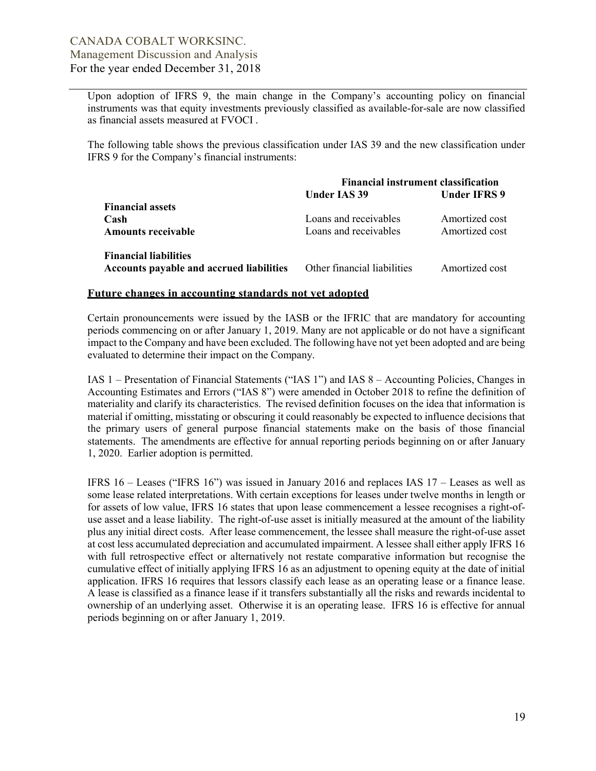Upon adoption of IFRS 9, the main change in the Company's accounting policy on financial instruments was that equity investments previously classified as available-for-sale are now classified as financial assets measured at FVOCI .

The following table shows the previous classification under IAS 39 and the new classification under IFRS 9 for the Company's financial instruments:

| | Financial instrument classification | |
|---|---|---|
| | **Under IAS 39** | **Under IFRS 9** |
| **Financial assets** | | |
| **Cash** | Loans and receivables | Amortized cost |
| **Amounts receivable** | Loans and receivables | Amortized cost |
| **Financial liabilities** | | |
| **Accounts payable and accrued liabilities** | Other financial liabilities | Amortized cost |

## Future changes in accounting standards not yet adopted

Certain pronouncements were issued by the IASB or the IFRIC that are mandatory for accounting periods commencing on or after January 1, 2019. Many are not applicable or do not have a significant impact to the Company and have been excluded. The following have not yet been adopted and are being evaluated to determine their impact on the Company.

IAS 1 – Presentation of Financial Statements ("IAS 1") and IAS 8 – Accounting Policies, Changes in Accounting Estimates and Errors ("IAS 8") were amended in October 2018 to refine the definition of materiality and clarify its characteristics. The revised definition focuses on the idea that information is material if omitting, misstating or obscuring it could reasonably be expected to influence decisions that the primary users of general purpose financial statements make on the basis of those financial statements. The amendments are effective for annual reporting periods beginning on or after January 1, 2020. Earlier adoption is permitted.

IFRS 16 – Leases ("IFRS 16") was issued in January 2016 and replaces IAS 17 – Leases as well as some lease related interpretations. With certain exceptions for leases under twelve months in length or for assets of low value, IFRS 16 states that upon lease commencement a lessee recognises a right-of-use asset and a lease liability. The right-of-use asset is initially measured at the amount of the liability plus any initial direct costs. After lease commencement, the lessee shall measure the right-of-use asset at cost less accumulated depreciation and accumulated impairment. A lessee shall either apply IFRS 16 with full retrospective effect or alternatively not restate comparative information but recognise the cumulative effect of initially applying IFRS 16 as an adjustment to opening equity at the date of initial application. IFRS 16 requires that lessors classify each lease as an operating lease or a finance lease. A lease is classified as a finance lease if it transfers substantially all the risks and rewards incidental to ownership of an underlying asset. Otherwise it is an operating lease. IFRS 16 is effective for annual periods beginning on or after January 1, 2019.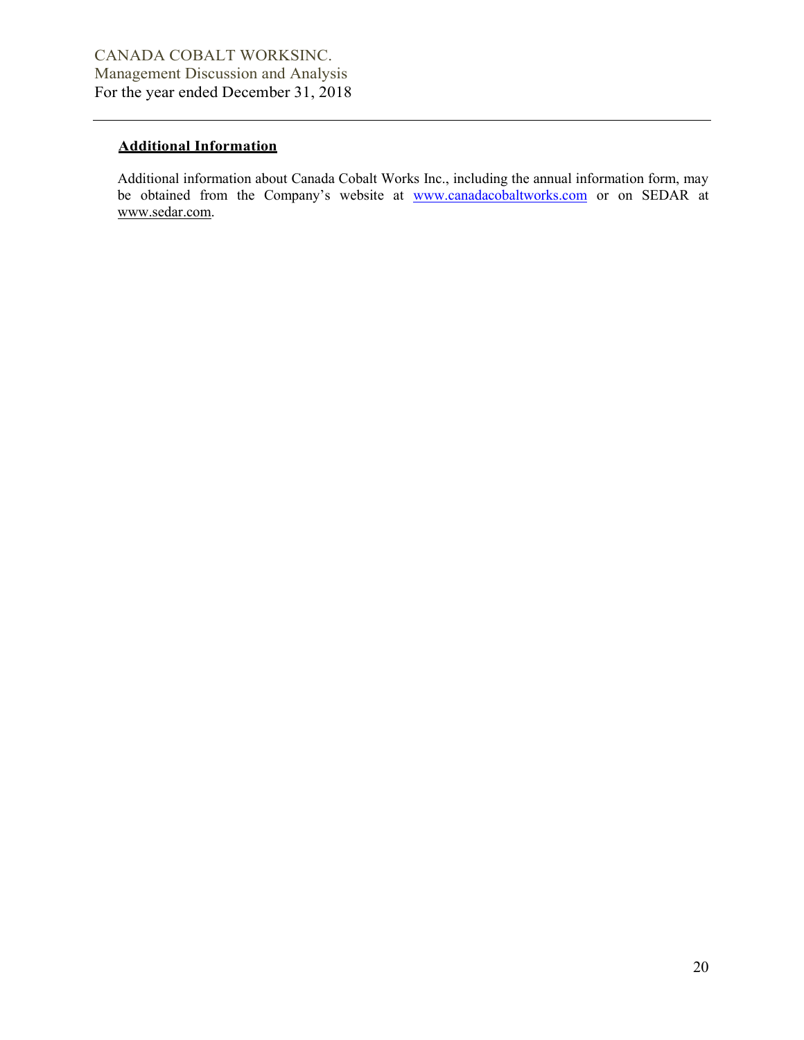## Additional Information

Additional information about Canada Cobalt Works Inc., including the annual information form, may be obtained from the Company's website at www.canadacobaltworks.com or on SEDAR at www.sedar.com.